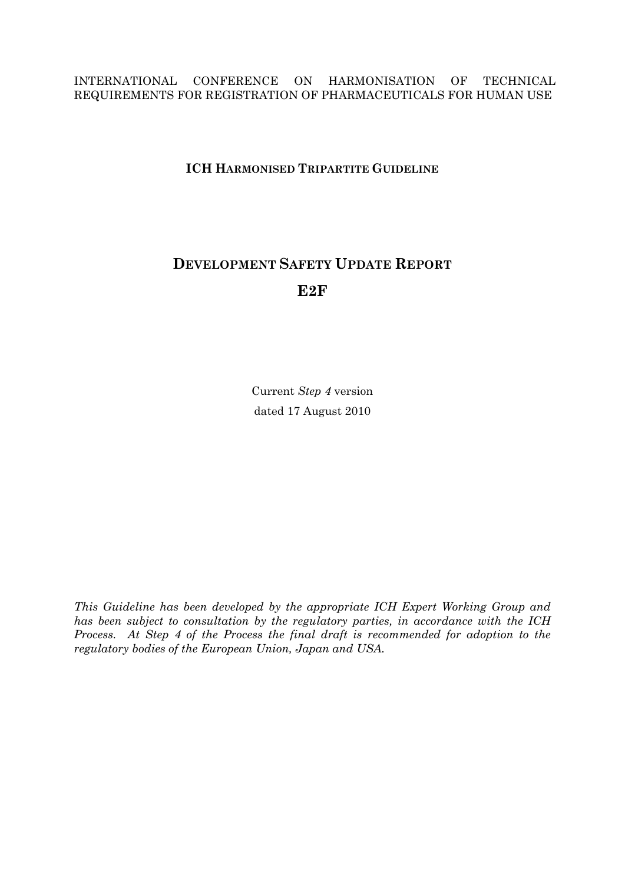INTERNATIONAL CONFERENCE ON HARMONISATION OF TECHNICAL REQUIREMENTS FOR REGISTRATION OF PHARMACEUTICALS FOR HUMAN USE

**ICH HARMONISED TRIPARTITE GUIDELINE**

# DEVELOPMENT SAFETY UPDATE REPORT

# E2F

Current *Step 4* version

dated 17 August 2010

*This Guideline has been developed by the appropriate ICH Expert Working Group and has been subject to consultation by the regulatory parties, in accordance with the ICH Process. At Step 4 of the Process the final draft is recommended for adoption to the regulatory bodies of the European Union, Japan and USA.*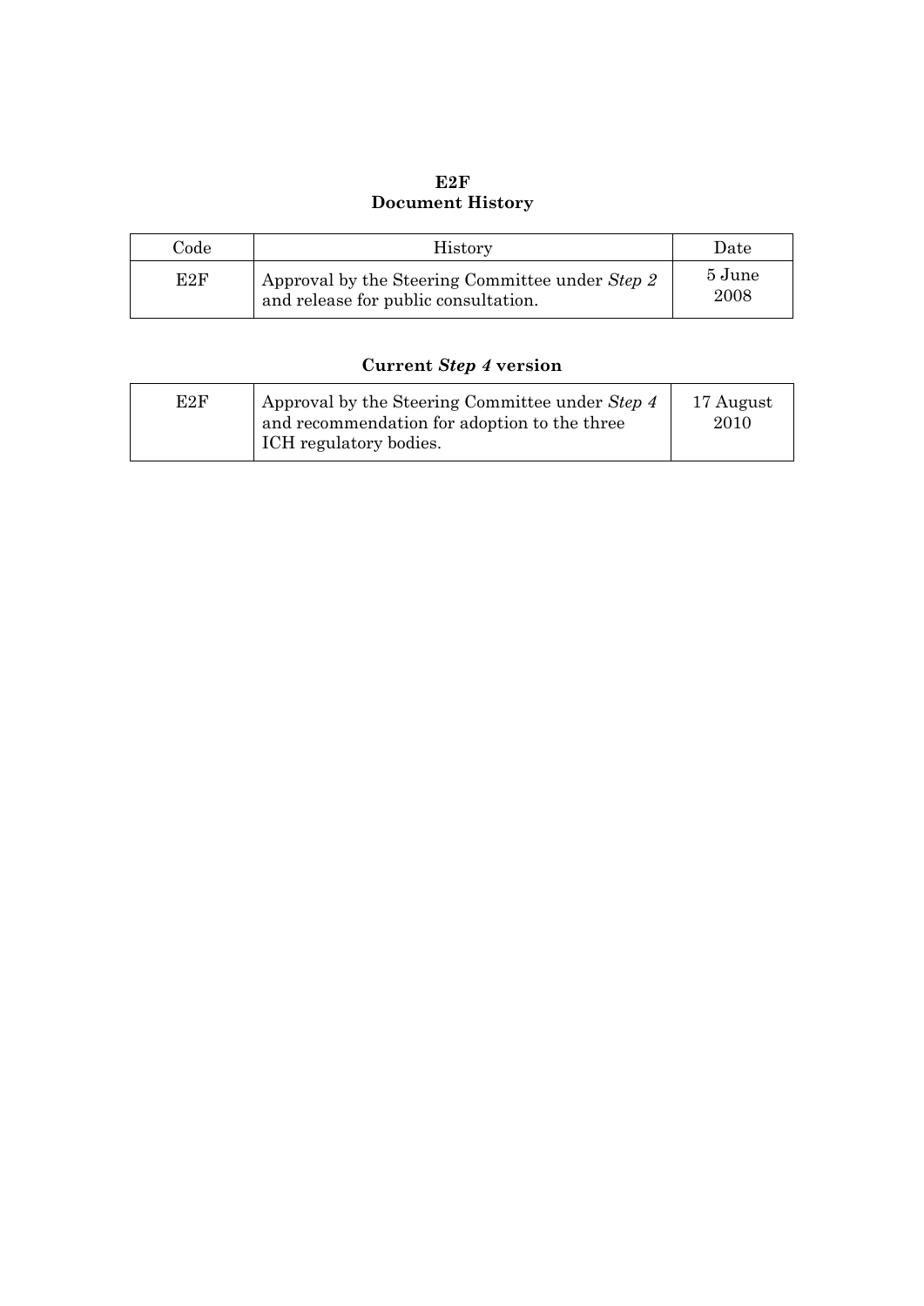**E2F**
**Document History**

| Code | History | Date |
|---|---|---|
| E2F | Approval by the Steering Committee under *Step 2* and release for public consultation. | 5 June 2008 |

**Current *Step 4* version**

| | | |
|---|---|---|
| E2F | Approval by the Steering Committee under *Step 4* and recommendation for adoption to the three ICH regulatory bodies. | 17 August 2010 |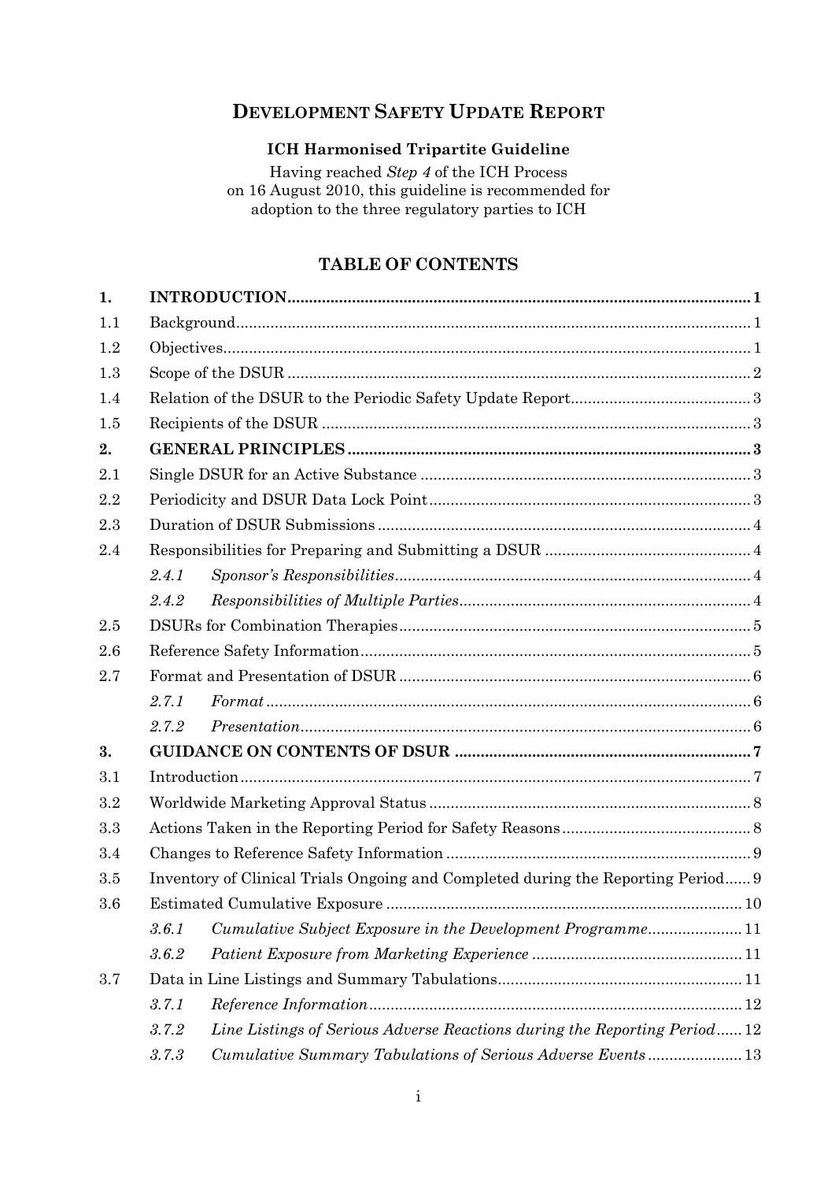# DEVELOPMENT SAFETY UPDATE REPORT

**ICH Harmonised Tripartite Guideline**

Having reached *Step 4* of the ICH Process on 16 August 2010, this guideline is recommended for adoption to the three regulatory parties to ICH

## TABLE OF CONTENTS

| | | |
|---|---|---|
| **1.** | **INTRODUCTION** | **1** |
| 1.1 | Background | 1 |
| 1.2 | Objectives | 1 |
| 1.3 | Scope of the DSUR | 2 |
| 1.4 | Relation of the DSUR to the Periodic Safety Update Report | 3 |
| 1.5 | Recipients of the DSUR | 3 |
| **2.** | **GENERAL PRINCIPLES** | **3** |
| 2.1 | Single DSUR for an Active Substance | 3 |
| 2.2 | Periodicity and DSUR Data Lock Point | 3 |
| 2.3 | Duration of DSUR Submissions | 4 |
| 2.4 | Responsibilities for Preparing and Submitting a DSUR | 4 |
| *2.4.1* | *Sponsor's Responsibilities* | 4 |
| *2.4.2* | *Responsibilities of Multiple Parties* | 4 |
| 2.5 | DSURs for Combination Therapies | 5 |
| 2.6 | Reference Safety Information | 5 |
| 2.7 | Format and Presentation of DSUR | 6 |
| *2.7.1* | *Format* | 6 |
| *2.7.2* | *Presentation* | 6 |
| **3.** | **GUIDANCE ON CONTENTS OF DSUR** | **7** |
| 3.1 | Introduction | 7 |
| 3.2 | Worldwide Marketing Approval Status | 8 |
| 3.3 | Actions Taken in the Reporting Period for Safety Reasons | 8 |
| 3.4 | Changes to Reference Safety Information | 9 |
| 3.5 | Inventory of Clinical Trials Ongoing and Completed during the Reporting Period | 9 |
| 3.6 | Estimated Cumulative Exposure | 10 |
| *3.6.1* | *Cumulative Subject Exposure in the Development Programme* | 11 |
| *3.6.2* | *Patient Exposure from Marketing Experience* | 11 |
| 3.7 | Data in Line Listings and Summary Tabulations | 11 |
| *3.7.1* | *Reference Information* | 12 |
| *3.7.2* | *Line Listings of Serious Adverse Reactions during the Reporting Period* | 12 |
| *3.7.3* | *Cumulative Summary Tabulations of Serious Adverse Events* | 13 |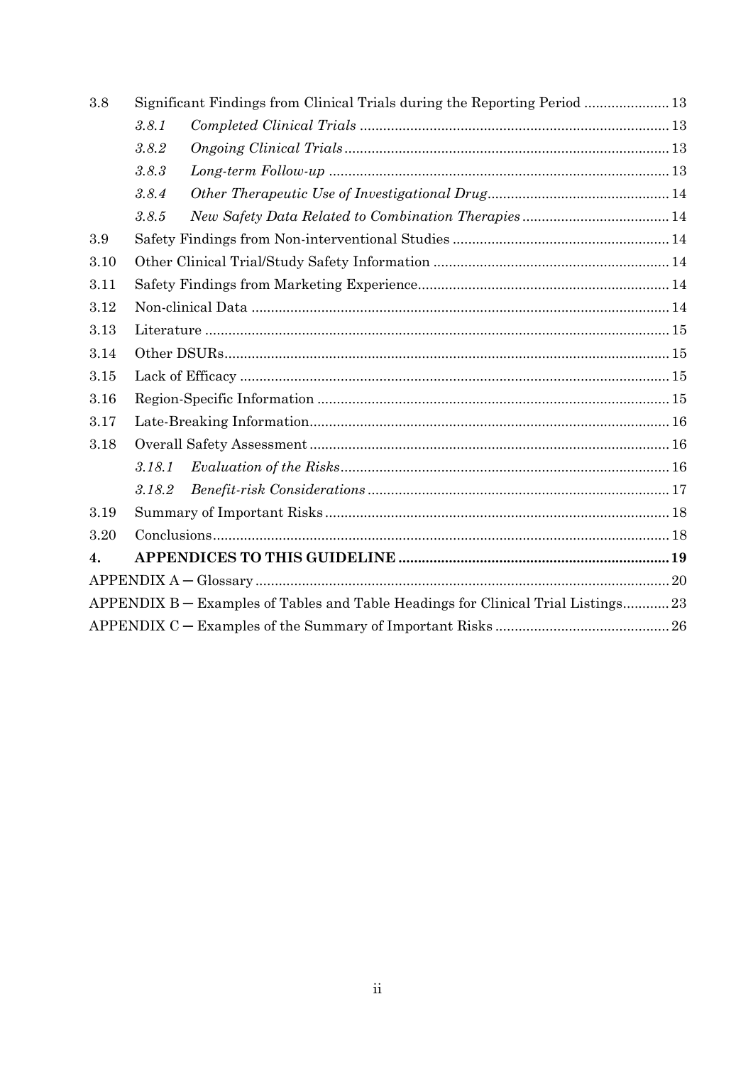3.8 Significant Findings from Clinical Trials during the Reporting Period ...................... 13

*3.8.1 Completed Clinical Trials* ................................................................................ 13

*3.8.2 Ongoing Clinical Trials* .................................................................................... 13

*3.8.3 Long-term Follow-up* ........................................................................................ 13

*3.8.4 Other Therapeutic Use of Investigational Drug* ............................................... 14

*3.8.5 New Safety Data Related to Combination Therapies* ...................................... 14

3.9 Safety Findings from Non-interventional Studies ........................................................ 14

3.10 Other Clinical Trial/Study Safety Information ............................................................. 14

3.11 Safety Findings from Marketing Experience................................................................. 14

3.12 Non-clinical Data ............................................................................................................ 14

3.13 Literature ........................................................................................................................ 15

3.14 Other DSURs................................................................................................................... 15

3.15 Lack of Efficacy .............................................................................................................. 15

3.16 Region-Specific Information ........................................................................................... 15

3.17 Late-Breaking Information............................................................................................. 16

3.18 Overall Safety Assessment ............................................................................................. 16

*3.18.1 Evaluation of the Risks* ..................................................................................... 16

*3.18.2 Benefit-risk Considerations* .............................................................................. 17

3.19 Summary of Important Risks ......................................................................................... 18

3.20 Conclusions..................................................................................................................... 18

**4. APPENDICES TO THIS GUIDELINE ..................................................................... 19**

APPENDIX A ─ Glossary ........................................................................................................... 20

APPENDIX B ─ Examples of Tables and Table Headings for Clinical Trial Listings............ 23

APPENDIX C ─ Examples of the Summary of Important Risks ............................................ 26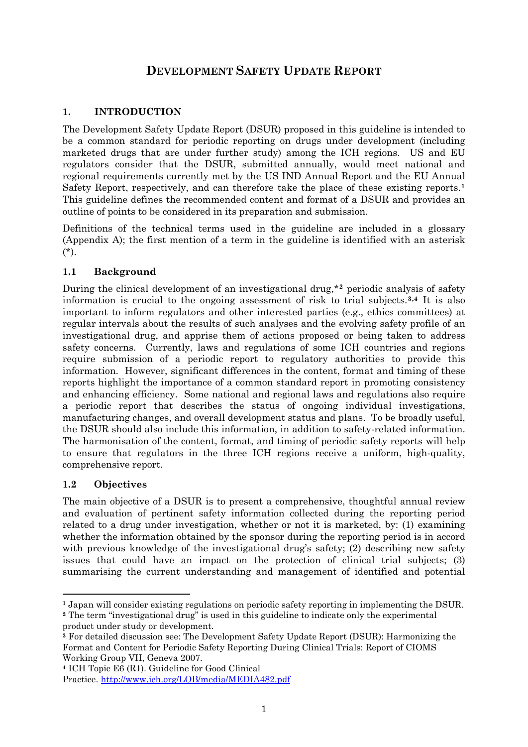# DEVELOPMENT SAFETY UPDATE REPORT

## 1. INTRODUCTION

The Development Safety Update Report (DSUR) proposed in this guideline is intended to be a common standard for periodic reporting on drugs under development (including marketed drugs that are under further study) among the ICH regions. US and EU regulators consider that the DSUR, submitted annually, would meet national and regional requirements currently met by the US IND Annual Report and the EU Annual Safety Report, respectively, and can therefore take the place of these existing reports.[1] This guideline defines the recommended content and format of a DSUR and provides an outline of points to be considered in its preparation and submission.

Definitions of the technical terms used in the guideline are included in a glossary (Appendix A); the first mention of a term in the guideline is identified with an asterisk (*).

### 1.1 Background

During the clinical development of an investigational drug,*[2] periodic analysis of safety information is crucial to the ongoing assessment of risk to trial subjects.[3,4] It is also important to inform regulators and other interested parties (e.g., ethics committees) at regular intervals about the results of such analyses and the evolving safety profile of an investigational drug, and apprise them of actions proposed or being taken to address safety concerns. Currently, laws and regulations of some ICH countries and regions require submission of a periodic report to regulatory authorities to provide this information. However, significant differences in the content, format and timing of these reports highlight the importance of a common standard report in promoting consistency and enhancing efficiency. Some national and regional laws and regulations also require a periodic report that describes the status of ongoing individual investigations, manufacturing changes, and overall development status and plans. To be broadly useful, the DSUR should also include this information, in addition to safety-related information. The harmonisation of the content, format, and timing of periodic safety reports will help to ensure that regulators in the three ICH regions receive a uniform, high-quality, comprehensive report.

### 1.2 Objectives

The main objective of a DSUR is to present a comprehensive, thoughtful annual review and evaluation of pertinent safety information collected during the reporting period related to a drug under investigation, whether or not it is marketed, by: (1) examining whether the information obtained by the sponsor during the reporting period is in accord with previous knowledge of the investigational drug's safety; (2) describing new safety issues that could have an impact on the protection of clinical trial subjects; (3) summarising the current understanding and management of identified and potential

---

[1] Japan will consider existing regulations on periodic safety reporting in implementing the DSUR.

[2] The term "investigational drug" is used in this guideline to indicate only the experimental product under study or development.

[3] For detailed discussion see: The Development Safety Update Report (DSUR): Harmonizing the Format and Content for Periodic Safety Reporting During Clinical Trials: Report of CIOMS Working Group VII, Geneva 2007.

[4] ICH Topic E6 (R1). Guideline for Good Clinical Practice. http://www.ich.org/LOB/media/MEDIA482.pdf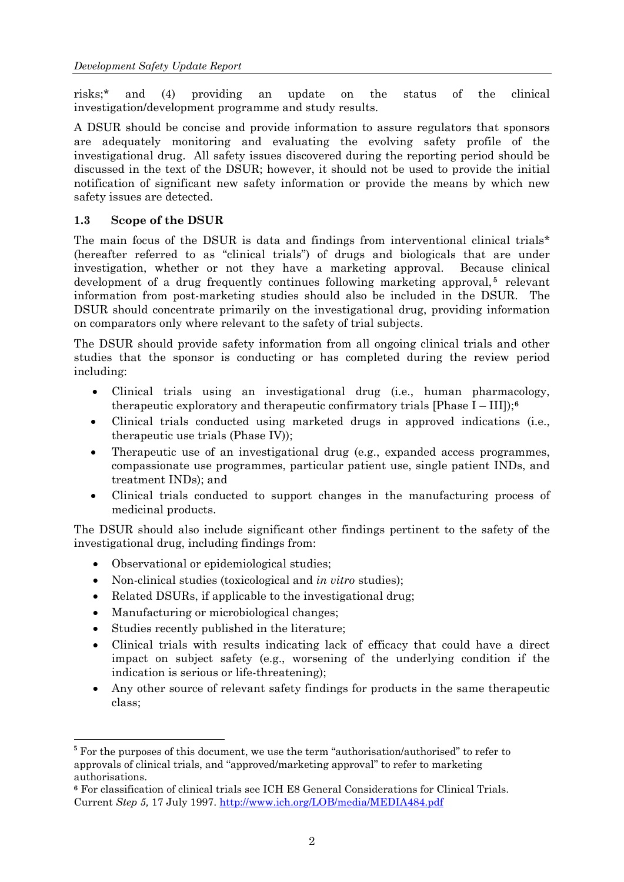risks;* and (4) providing an update on the status of the clinical investigation/development programme and study results.

A DSUR should be concise and provide information to assure regulators that sponsors are adequately monitoring and evaluating the evolving safety profile of the investigational drug. All safety issues discovered during the reporting period should be discussed in the text of the DSUR; however, it should not be used to provide the initial notification of significant new safety information or provide the means by which new safety issues are detected.

### 1.3 Scope of the DSUR

The main focus of the DSUR is data and findings from interventional clinical trials* (hereafter referred to as "clinical trials") of drugs and biologicals that are under investigation, whether or not they have a marketing approval. Because clinical development of a drug frequently continues following marketing approval,[5] relevant information from post-marketing studies should also be included in the DSUR. The DSUR should concentrate primarily on the investigational drug, providing information on comparators only where relevant to the safety of trial subjects.

The DSUR should provide safety information from all ongoing clinical trials and other studies that the sponsor is conducting or has completed during the review period including:

- Clinical trials using an investigational drug (i.e., human pharmacology, therapeutic exploratory and therapeutic confirmatory trials [Phase I – III]);[6]
- Clinical trials conducted using marketed drugs in approved indications (i.e., therapeutic use trials (Phase IV));
- Therapeutic use of an investigational drug (e.g., expanded access programmes, compassionate use programmes, particular patient use, single patient INDs, and treatment INDs); and
- Clinical trials conducted to support changes in the manufacturing process of medicinal products.

The DSUR should also include significant other findings pertinent to the safety of the investigational drug, including findings from:

- Observational or epidemiological studies;
- Non-clinical studies (toxicological and *in vitro* studies);
- Related DSURs, if applicable to the investigational drug;
- Manufacturing or microbiological changes;
- Studies recently published in the literature;
- Clinical trials with results indicating lack of efficacy that could have a direct impact on subject safety (e.g., worsening of the underlying condition if the indication is serious or life-threatening);
- Any other source of relevant safety findings for products in the same therapeutic class;

---

[5] For the purposes of this document, we use the term "authorisation/authorised" to refer to approvals of clinical trials, and "approved/marketing approval" to refer to marketing authorisations.

[6] For classification of clinical trials see ICH E8 General Considerations for Clinical Trials. Current *Step 5,* 17 July 1997. http://www.ich.org/LOB/media/MEDIA484.pdf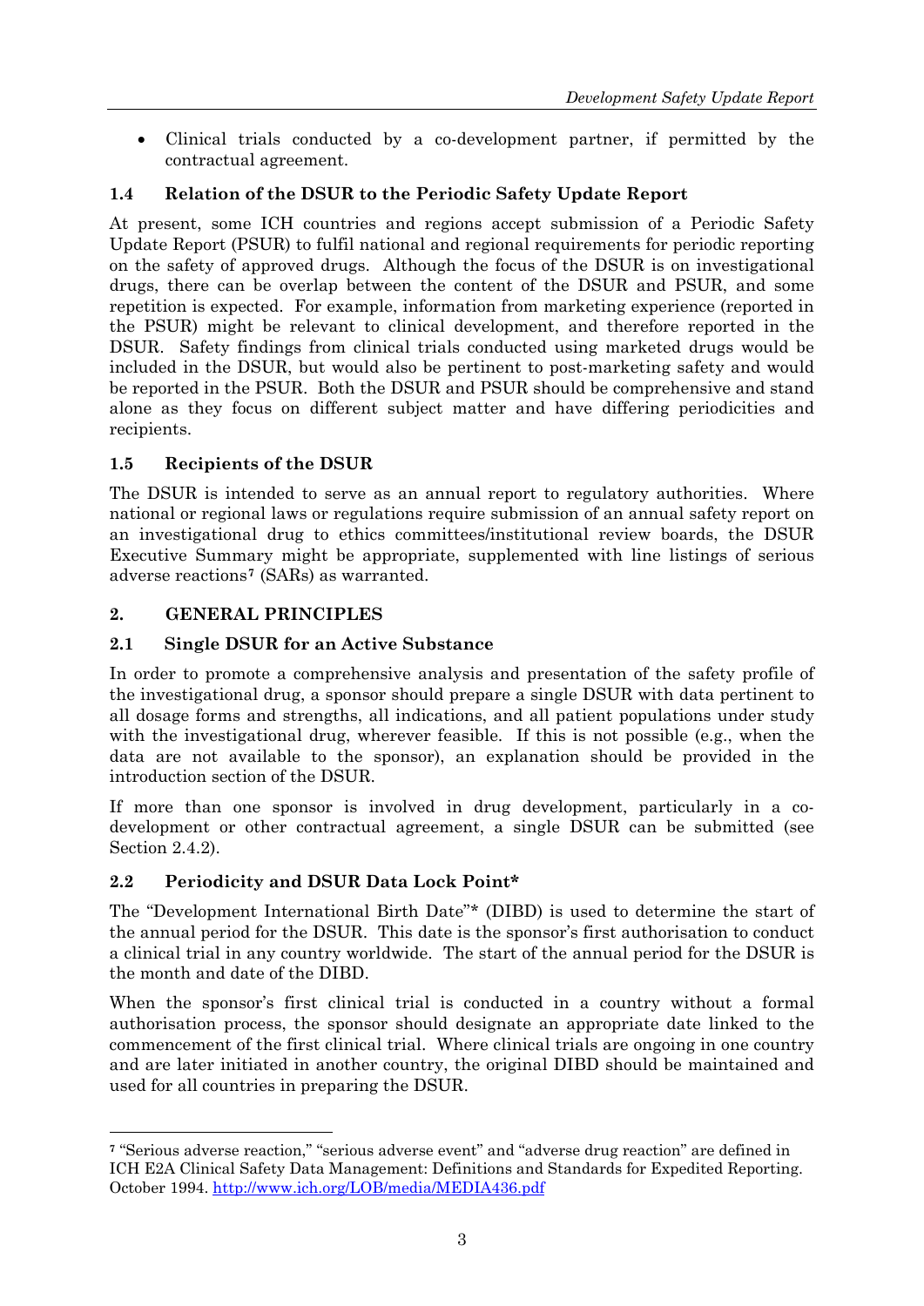- Clinical trials conducted by a co-development partner, if permitted by the contractual agreement.

### 1.4 Relation of the DSUR to the Periodic Safety Update Report

At present, some ICH countries and regions accept submission of a Periodic Safety Update Report (PSUR) to fulfil national and regional requirements for periodic reporting on the safety of approved drugs. Although the focus of the DSUR is on investigational drugs, there can be overlap between the content of the DSUR and PSUR, and some repetition is expected. For example, information from marketing experience (reported in the PSUR) might be relevant to clinical development, and therefore reported in the DSUR. Safety findings from clinical trials conducted using marketed drugs would be included in the DSUR, but would also be pertinent to post-marketing safety and would be reported in the PSUR. Both the DSUR and PSUR should be comprehensive and stand alone as they focus on different subject matter and have differing periodicities and recipients.

### 1.5 Recipients of the DSUR

The DSUR is intended to serve as an annual report to regulatory authorities. Where national or regional laws or regulations require submission of an annual safety report on an investigational drug to ethics committees/institutional review boards, the DSUR Executive Summary might be appropriate, supplemented with line listings of serious adverse reactions[7] (SARs) as warranted.

## 2. GENERAL PRINCIPLES

### 2.1 Single DSUR for an Active Substance

In order to promote a comprehensive analysis and presentation of the safety profile of the investigational drug, a sponsor should prepare a single DSUR with data pertinent to all dosage forms and strengths, all indications, and all patient populations under study with the investigational drug, wherever feasible. If this is not possible (e.g., when the data are not available to the sponsor), an explanation should be provided in the introduction section of the DSUR.

If more than one sponsor is involved in drug development, particularly in a co-development or other contractual agreement, a single DSUR can be submitted (see Section 2.4.2).

### 2.2 Periodicity and DSUR Data Lock Point*

The "Development International Birth Date"* (DIBD) is used to determine the start of the annual period for the DSUR. This date is the sponsor's first authorisation to conduct a clinical trial in any country worldwide. The start of the annual period for the DSUR is the month and date of the DIBD.

When the sponsor's first clinical trial is conducted in a country without a formal authorisation process, the sponsor should designate an appropriate date linked to the commencement of the first clinical trial. Where clinical trials are ongoing in one country and are later initiated in another country, the original DIBD should be maintained and used for all countries in preparing the DSUR.

---

[7] "Serious adverse reaction," "serious adverse event" and "adverse drug reaction" are defined in ICH E2A Clinical Safety Data Management: Definitions and Standards for Expedited Reporting. October 1994. http://www.ich.org/LOB/media/MEDIA436.pdf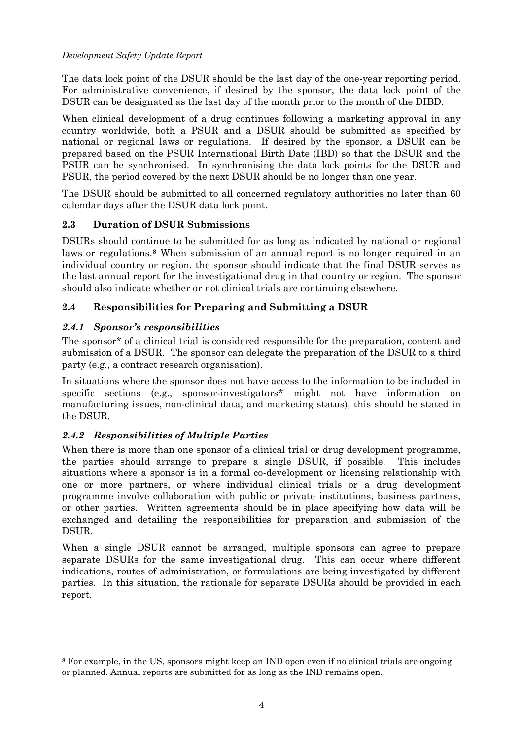The data lock point of the DSUR should be the last day of the one-year reporting period. For administrative convenience, if desired by the sponsor, the data lock point of the DSUR can be designated as the last day of the month prior to the month of the DIBD.

When clinical development of a drug continues following a marketing approval in any country worldwide, both a PSUR and a DSUR should be submitted as specified by national or regional laws or regulations. If desired by the sponsor, a DSUR can be prepared based on the PSUR International Birth Date (IBD) so that the DSUR and the PSUR can be synchronised. In synchronising the data lock points for the DSUR and PSUR, the period covered by the next DSUR should be no longer than one year.

The DSUR should be submitted to all concerned regulatory authorities no later than 60 calendar days after the DSUR data lock point.

## 2.3 Duration of DSUR Submissions

DSURs should continue to be submitted for as long as indicated by national or regional laws or regulations.[8] When submission of an annual report is no longer required in an individual country or region, the sponsor should indicate that the final DSUR serves as the last annual report for the investigational drug in that country or region. The sponsor should also indicate whether or not clinical trials are continuing elsewhere.

## 2.4 Responsibilities for Preparing and Submitting a DSUR

### *2.4.1 Sponsor's responsibilities*

The sponsor* of a clinical trial is considered responsible for the preparation, content and submission of a DSUR. The sponsor can delegate the preparation of the DSUR to a third party (e.g., a contract research organisation).

In situations where the sponsor does not have access to the information to be included in specific sections (e.g., sponsor-investigators* might not have information on manufacturing issues, non-clinical data, and marketing status), this should be stated in the DSUR.

### *2.4.2 Responsibilities of Multiple Parties*

When there is more than one sponsor of a clinical trial or drug development programme, the parties should arrange to prepare a single DSUR, if possible. This includes situations where a sponsor is in a formal co-development or licensing relationship with one or more partners, or where individual clinical trials or a drug development programme involve collaboration with public or private institutions, business partners, or other parties. Written agreements should be in place specifying how data will be exchanged and detailing the responsibilities for preparation and submission of the DSUR.

When a single DSUR cannot be arranged, multiple sponsors can agree to prepare separate DSURs for the same investigational drug. This can occur where different indications, routes of administration, or formulations are being investigated by different parties. In this situation, the rationale for separate DSURs should be provided in each report.

---

[8] For example, in the US, sponsors might keep an IND open even if no clinical trials are ongoing or planned. Annual reports are submitted for as long as the IND remains open.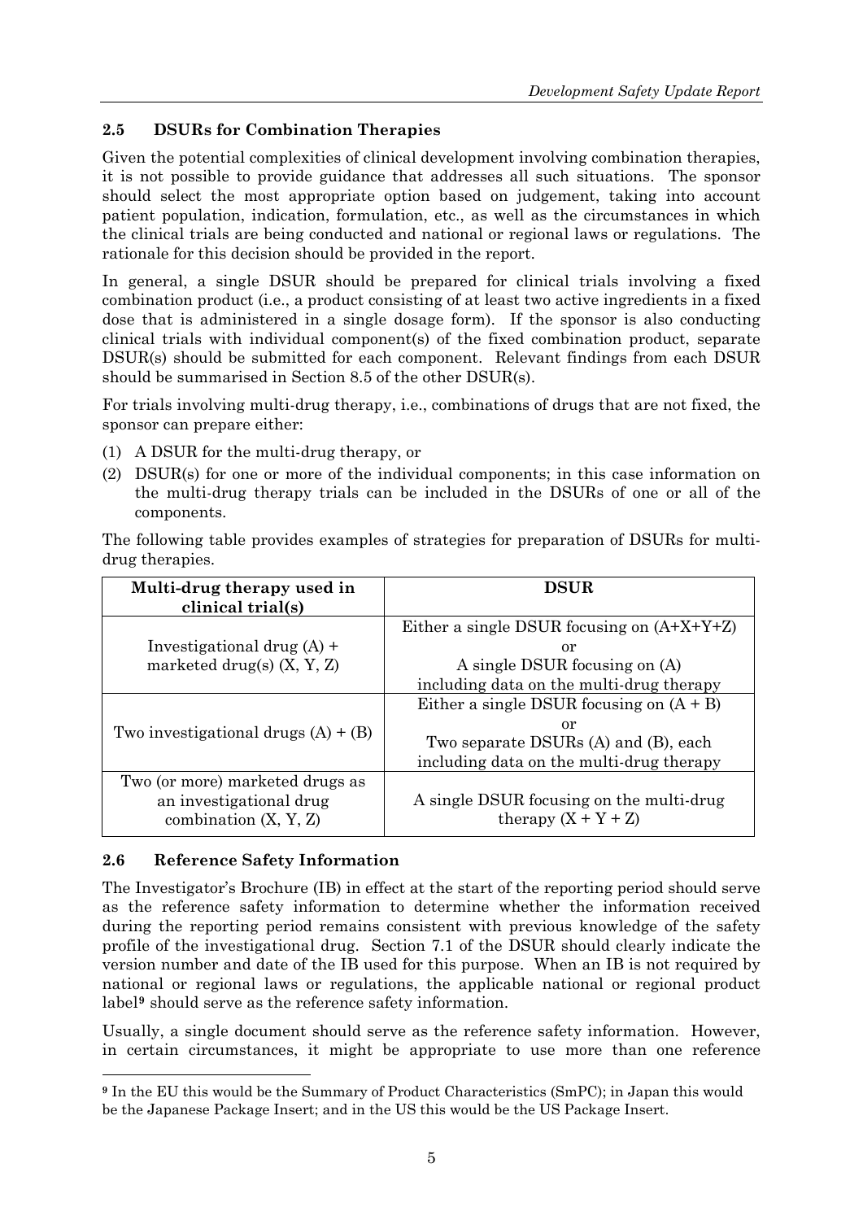### 2.5 DSURs for Combination Therapies

Given the potential complexities of clinical development involving combination therapies, it is not possible to provide guidance that addresses all such situations. The sponsor should select the most appropriate option based on judgement, taking into account patient population, indication, formulation, etc., as well as the circumstances in which the clinical trials are being conducted and national or regional laws or regulations. The rationale for this decision should be provided in the report.

In general, a single DSUR should be prepared for clinical trials involving a fixed combination product (i.e., a product consisting of at least two active ingredients in a fixed dose that is administered in a single dosage form). If the sponsor is also conducting clinical trials with individual component(s) of the fixed combination product, separate DSUR(s) should be submitted for each component. Relevant findings from each DSUR should be summarised in Section 8.5 of the other DSUR(s).

For trials involving multi-drug therapy, i.e., combinations of drugs that are not fixed, the sponsor can prepare either:

(1) A DSUR for the multi-drug therapy, or
(2) DSUR(s) for one or more of the individual components; in this case information on the multi-drug therapy trials can be included in the DSURs of one or all of the components.

The following table provides examples of strategies for preparation of DSURs for multi-drug therapies.

| Multi-drug therapy used in clinical trial(s) | DSUR |
|---|---|
| Investigational drug (A) + marketed drug(s) (X, Y, Z) | Either a single DSUR focusing on (A+X+Y+Z) or A single DSUR focusing on (A) including data on the multi-drug therapy |
| Two investigational drugs (A) + (B) | Either a single DSUR focusing on (A + B) or Two separate DSURs (A) and (B), each including data on the multi-drug therapy |
| Two (or more) marketed drugs as an investigational drug combination (X, Y, Z) | A single DSUR focusing on the multi-drug therapy (X + Y + Z) |

### 2.6 Reference Safety Information

The Investigator's Brochure (IB) in effect at the start of the reporting period should serve as the reference safety information to determine whether the information received during the reporting period remains consistent with previous knowledge of the safety profile of the investigational drug. Section 7.1 of the DSUR should clearly indicate the version number and date of the IB used for this purpose. When an IB is not required by national or regional laws or regulations, the applicable national or regional product label[9] should serve as the reference safety information.

Usually, a single document should serve as the reference safety information. However, in certain circumstances, it might be appropriate to use more than one reference

[9] In the EU this would be the Summary of Product Characteristics (SmPC); in Japan this would be the Japanese Package Insert; and in the US this would be the US Package Insert.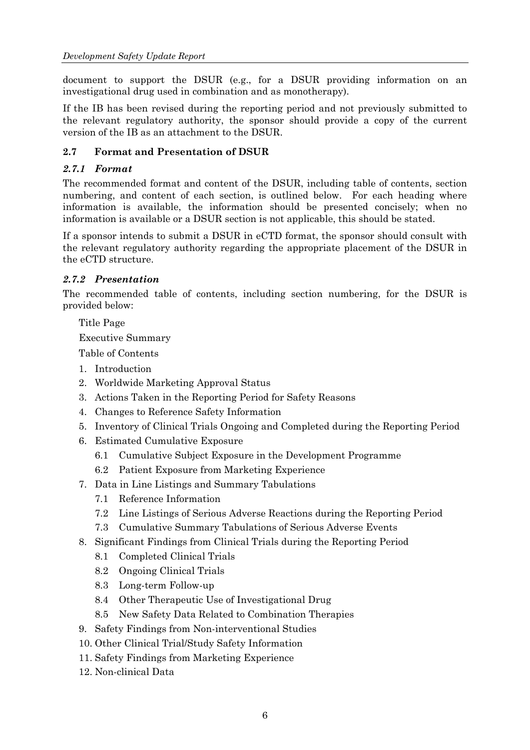document to support the DSUR (e.g., for a DSUR providing information on an investigational drug used in combination and as monotherapy).

If the IB has been revised during the reporting period and not previously submitted to the relevant regulatory authority, the sponsor should provide a copy of the current version of the IB as an attachment to the DSUR.

### 2.7 Format and Presentation of DSUR

#### *2.7.1 Format*

The recommended format and content of the DSUR, including table of contents, section numbering, and content of each section, is outlined below. For each heading where information is available, the information should be presented concisely; when no information is available or a DSUR section is not applicable, this should be stated.

If a sponsor intends to submit a DSUR in eCTD format, the sponsor should consult with the relevant regulatory authority regarding the appropriate placement of the DSUR in the eCTD structure.

#### *2.7.2 Presentation*

The recommended table of contents, including section numbering, for the DSUR is provided below:

Title Page

Executive Summary

Table of Contents

1. Introduction
2. Worldwide Marketing Approval Status
3. Actions Taken in the Reporting Period for Safety Reasons
4. Changes to Reference Safety Information
5. Inventory of Clinical Trials Ongoing and Completed during the Reporting Period
6. Estimated Cumulative Exposure
   - 6.1 Cumulative Subject Exposure in the Development Programme
   - 6.2 Patient Exposure from Marketing Experience
7. Data in Line Listings and Summary Tabulations
   - 7.1 Reference Information
   - 7.2 Line Listings of Serious Adverse Reactions during the Reporting Period
   - 7.3 Cumulative Summary Tabulations of Serious Adverse Events
8. Significant Findings from Clinical Trials during the Reporting Period
   - 8.1 Completed Clinical Trials
   - 8.2 Ongoing Clinical Trials
   - 8.3 Long-term Follow-up
   - 8.4 Other Therapeutic Use of Investigational Drug
   - 8.5 New Safety Data Related to Combination Therapies
9. Safety Findings from Non-interventional Studies
10. Other Clinical Trial/Study Safety Information
11. Safety Findings from Marketing Experience
12. Non-clinical Data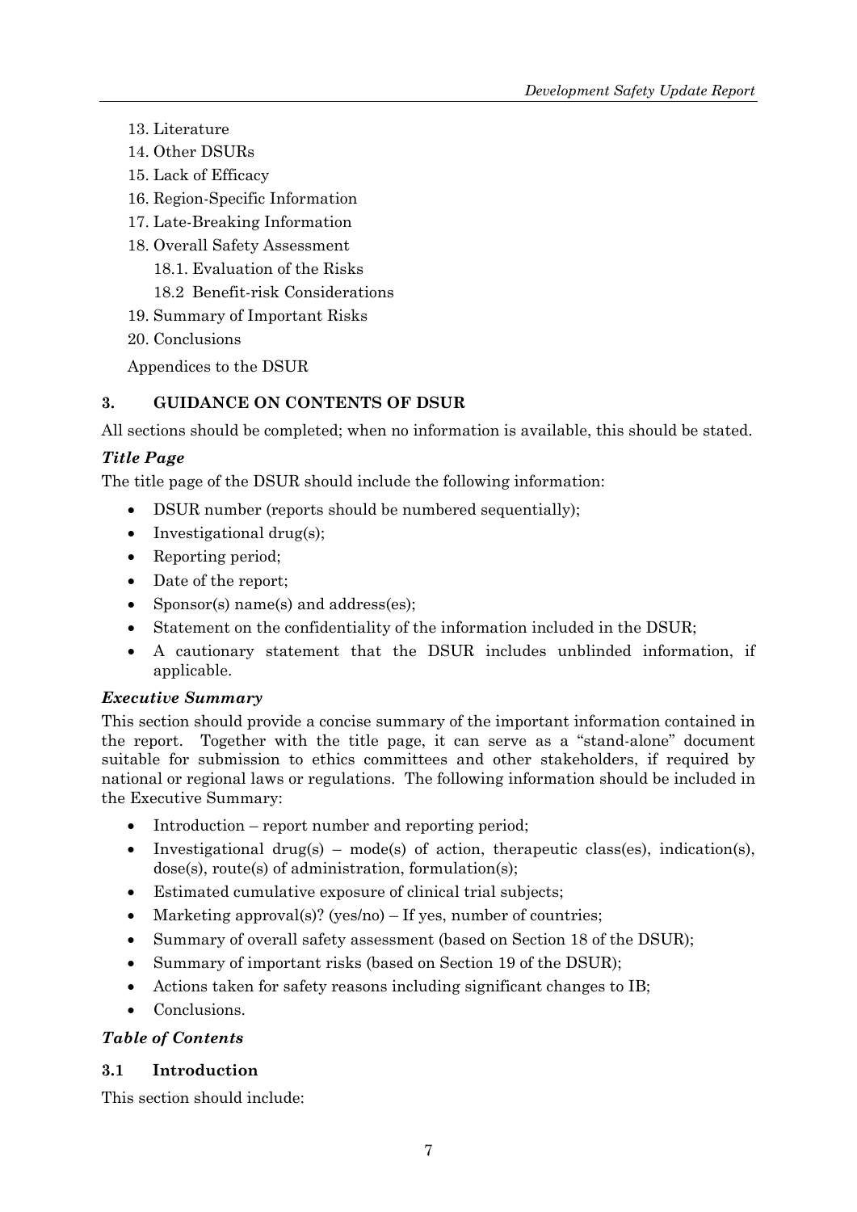13. Literature
14. Other DSURs
15. Lack of Efficacy
16. Region-Specific Information
17. Late-Breaking Information
18. Overall Safety Assessment
    18.1. Evaluation of the Risks
    18.2 Benefit-risk Considerations
19. Summary of Important Risks
20. Conclusions

Appendices to the DSUR

## 3. GUIDANCE ON CONTENTS OF DSUR

All sections should be completed; when no information is available, this should be stated.

### *Title Page*

The title page of the DSUR should include the following information:

- DSUR number (reports should be numbered sequentially);
- Investigational drug(s);
- Reporting period;
- Date of the report;
- Sponsor(s) name(s) and address(es);
- Statement on the confidentiality of the information included in the DSUR;
- A cautionary statement that the DSUR includes unblinded information, if applicable.

### *Executive Summary*

This section should provide a concise summary of the important information contained in the report. Together with the title page, it can serve as a "stand-alone" document suitable for submission to ethics committees and other stakeholders, if required by national or regional laws or regulations. The following information should be included in the Executive Summary:

- Introduction – report number and reporting period;
- Investigational drug(s) – mode(s) of action, therapeutic class(es), indication(s), dose(s), route(s) of administration, formulation(s);
- Estimated cumulative exposure of clinical trial subjects;
- Marketing approval(s)? (yes/no) – If yes, number of countries;
- Summary of overall safety assessment (based on Section 18 of the DSUR);
- Summary of important risks (based on Section 19 of the DSUR);
- Actions taken for safety reasons including significant changes to IB;
- Conclusions.

### *Table of Contents*

### 3.1 Introduction

This section should include: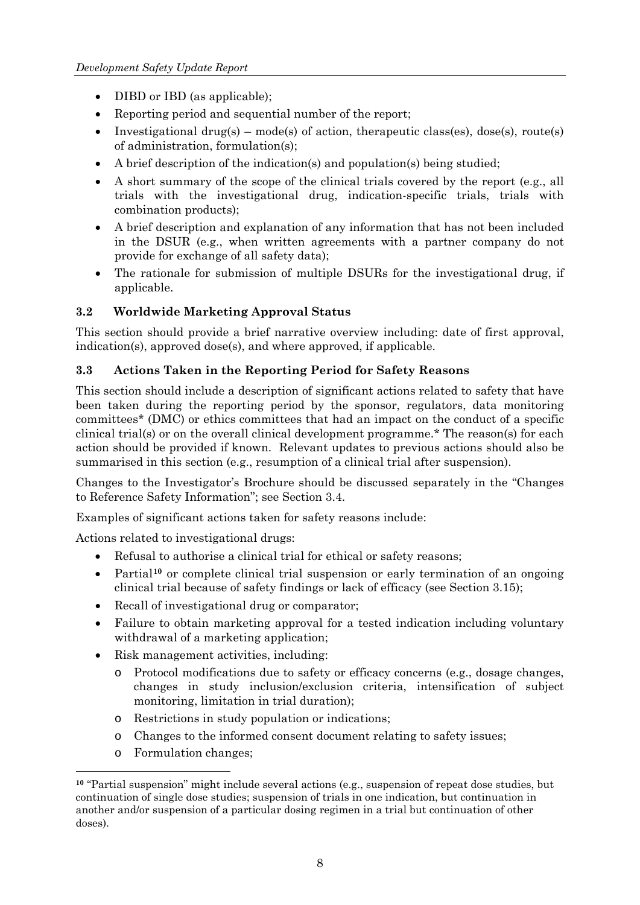- DIBD or IBD (as applicable);
- Reporting period and sequential number of the report;
- Investigational drug(s) – mode(s) of action, therapeutic class(es), dose(s), route(s) of administration, formulation(s);
- A brief description of the indication(s) and population(s) being studied;
- A short summary of the scope of the clinical trials covered by the report (e.g., all trials with the investigational drug, indication-specific trials, trials with combination products);
- A brief description and explanation of any information that has not been included in the DSUR (e.g., when written agreements with a partner company do not provide for exchange of all safety data);
- The rationale for submission of multiple DSURs for the investigational drug, if applicable.

### 3.2 Worldwide Marketing Approval Status

This section should provide a brief narrative overview including: date of first approval, indication(s), approved dose(s), and where approved, if applicable.

### 3.3 Actions Taken in the Reporting Period for Safety Reasons

This section should include a description of significant actions related to safety that have been taken during the reporting period by the sponsor, regulators, data monitoring committees* (DMC) or ethics committees that had an impact on the conduct of a specific clinical trial(s) or on the overall clinical development programme.* The reason(s) for each action should be provided if known. Relevant updates to previous actions should also be summarised in this section (e.g., resumption of a clinical trial after suspension).

Changes to the Investigator's Brochure should be discussed separately in the "Changes to Reference Safety Information"; see Section 3.4.

Examples of significant actions taken for safety reasons include:

Actions related to investigational drugs:

- Refusal to authorise a clinical trial for ethical or safety reasons;
- Partial[10] or complete clinical trial suspension or early termination of an ongoing clinical trial because of safety findings or lack of efficacy (see Section 3.15);
- Recall of investigational drug or comparator;
- Failure to obtain marketing approval for a tested indication including voluntary withdrawal of a marketing application;
- Risk management activities, including:
  - Protocol modifications due to safety or efficacy concerns (e.g., dosage changes, changes in study inclusion/exclusion criteria, intensification of subject monitoring, limitation in trial duration);
  - Restrictions in study population or indications;
  - Changes to the informed consent document relating to safety issues;
  - Formulation changes;

[10] "Partial suspension" might include several actions (e.g., suspension of repeat dose studies, but continuation of single dose studies; suspension of trials in one indication, but continuation in another and/or suspension of a particular dosing regimen in a trial but continuation of other doses).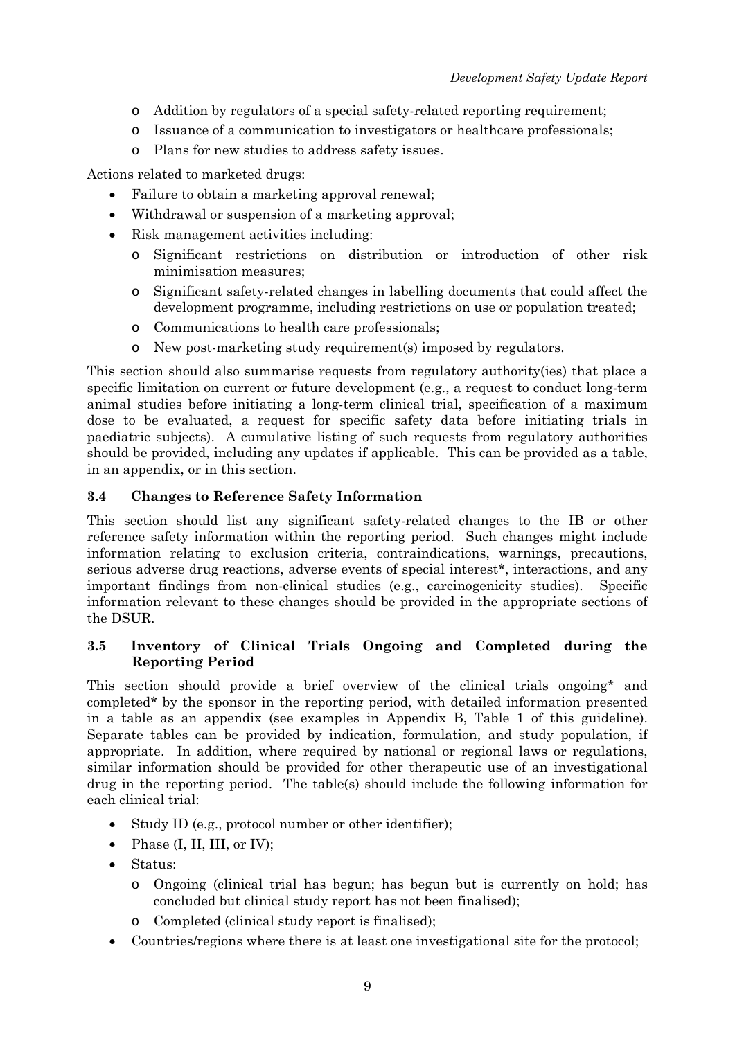- Addition by regulators of a special safety-related reporting requirement;
  - Issuance of a communication to investigators or healthcare professionals;
  - Plans for new studies to address safety issues.

Actions related to marketed drugs:

- Failure to obtain a marketing approval renewal;
- Withdrawal or suspension of a marketing approval;
- Risk management activities including:
  - Significant restrictions on distribution or introduction of other risk minimisation measures;
  - Significant safety-related changes in labelling documents that could affect the development programme, including restrictions on use or population treated;
  - Communications to health care professionals;
  - New post-marketing study requirement(s) imposed by regulators.

This section should also summarise requests from regulatory authority(ies) that place a specific limitation on current or future development (e.g., a request to conduct long-term animal studies before initiating a long-term clinical trial, specification of a maximum dose to be evaluated, a request for specific safety data before initiating trials in paediatric subjects). A cumulative listing of such requests from regulatory authorities should be provided, including any updates if applicable. This can be provided as a table, in an appendix, or in this section.

### 3.4 Changes to Reference Safety Information

This section should list any significant safety-related changes to the IB or other reference safety information within the reporting period. Such changes might include information relating to exclusion criteria, contraindications, warnings, precautions, serious adverse drug reactions, adverse events of special interest*, interactions, and any important findings from non-clinical studies (e.g., carcinogenicity studies). Specific information relevant to these changes should be provided in the appropriate sections of the DSUR.

### 3.5 Inventory of Clinical Trials Ongoing and Completed during the Reporting Period

This section should provide a brief overview of the clinical trials ongoing* and completed* by the sponsor in the reporting period, with detailed information presented in a table as an appendix (see examples in Appendix B, Table 1 of this guideline). Separate tables can be provided by indication, formulation, and study population, if appropriate. In addition, where required by national or regional laws or regulations, similar information should be provided for other therapeutic use of an investigational drug in the reporting period. The table(s) should include the following information for each clinical trial:

- Study ID (e.g., protocol number or other identifier);
- Phase (I, II, III, or IV);
- Status:
  - Ongoing (clinical trial has begun; has begun but is currently on hold; has concluded but clinical study report has not been finalised);
  - Completed (clinical study report is finalised);
- Countries/regions where there is at least one investigational site for the protocol;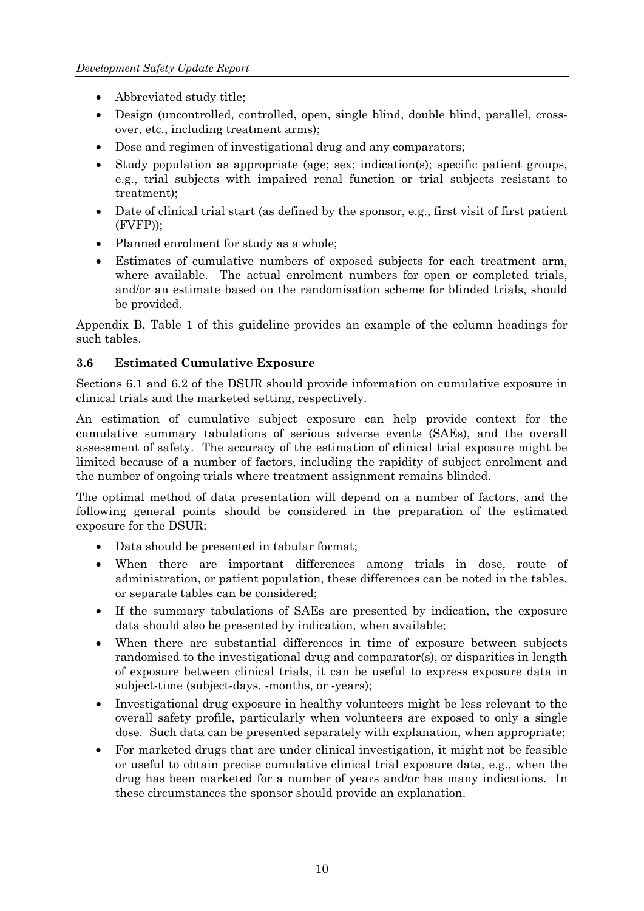- Abbreviated study title;
- Design (uncontrolled, controlled, open, single blind, double blind, parallel, cross-over, etc., including treatment arms);
- Dose and regimen of investigational drug and any comparators;
- Study population as appropriate (age; sex; indication(s); specific patient groups, e.g., trial subjects with impaired renal function or trial subjects resistant to treatment);
- Date of clinical trial start (as defined by the sponsor, e.g., first visit of first patient (FVFP));
- Planned enrolment for study as a whole;
- Estimates of cumulative numbers of exposed subjects for each treatment arm, where available. The actual enrolment numbers for open or completed trials, and/or an estimate based on the randomisation scheme for blinded trials, should be provided.

Appendix B, Table 1 of this guideline provides an example of the column headings for such tables.

### 3.6 Estimated Cumulative Exposure

Sections 6.1 and 6.2 of the DSUR should provide information on cumulative exposure in clinical trials and the marketed setting, respectively.

An estimation of cumulative subject exposure can help provide context for the cumulative summary tabulations of serious adverse events (SAEs), and the overall assessment of safety. The accuracy of the estimation of clinical trial exposure might be limited because of a number of factors, including the rapidity of subject enrolment and the number of ongoing trials where treatment assignment remains blinded.

The optimal method of data presentation will depend on a number of factors, and the following general points should be considered in the preparation of the estimated exposure for the DSUR:

- Data should be presented in tabular format;
- When there are important differences among trials in dose, route of administration, or patient population, these differences can be noted in the tables, or separate tables can be considered;
- If the summary tabulations of SAEs are presented by indication, the exposure data should also be presented by indication, when available;
- When there are substantial differences in time of exposure between subjects randomised to the investigational drug and comparator(s), or disparities in length of exposure between clinical trials, it can be useful to express exposure data in subject-time (subject-days, -months, or -years);
- Investigational drug exposure in healthy volunteers might be less relevant to the overall safety profile, particularly when volunteers are exposed to only a single dose. Such data can be presented separately with explanation, when appropriate;
- For marketed drugs that are under clinical investigation, it might not be feasible or useful to obtain precise cumulative clinical trial exposure data, e.g., when the drug has been marketed for a number of years and/or has many indications. In these circumstances the sponsor should provide an explanation.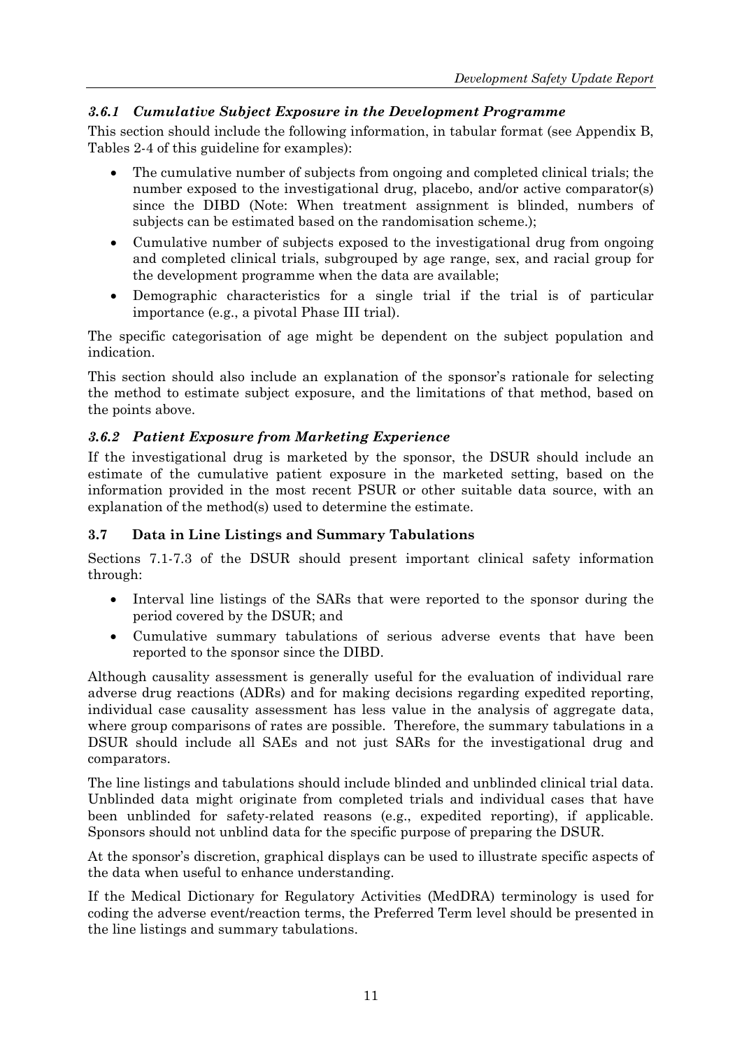### *3.6.1 Cumulative Subject Exposure in the Development Programme*

This section should include the following information, in tabular format (see Appendix B, Tables 2-4 of this guideline for examples):

- The cumulative number of subjects from ongoing and completed clinical trials; the number exposed to the investigational drug, placebo, and/or active comparator(s) since the DIBD (Note: When treatment assignment is blinded, numbers of subjects can be estimated based on the randomisation scheme.);
- Cumulative number of subjects exposed to the investigational drug from ongoing and completed clinical trials, subgrouped by age range, sex, and racial group for the development programme when the data are available;
- Demographic characteristics for a single trial if the trial is of particular importance (e.g., a pivotal Phase III trial).

The specific categorisation of age might be dependent on the subject population and indication.

This section should also include an explanation of the sponsor's rationale for selecting the method to estimate subject exposure, and the limitations of that method, based on the points above.

### *3.6.2 Patient Exposure from Marketing Experience*

If the investigational drug is marketed by the sponsor, the DSUR should include an estimate of the cumulative patient exposure in the marketed setting, based on the information provided in the most recent PSUR or other suitable data source, with an explanation of the method(s) used to determine the estimate.

## 3.7 Data in Line Listings and Summary Tabulations

Sections 7.1-7.3 of the DSUR should present important clinical safety information through:

- Interval line listings of the SARs that were reported to the sponsor during the period covered by the DSUR; and
- Cumulative summary tabulations of serious adverse events that have been reported to the sponsor since the DIBD.

Although causality assessment is generally useful for the evaluation of individual rare adverse drug reactions (ADRs) and for making decisions regarding expedited reporting, individual case causality assessment has less value in the analysis of aggregate data, where group comparisons of rates are possible. Therefore, the summary tabulations in a DSUR should include all SAEs and not just SARs for the investigational drug and comparators.

The line listings and tabulations should include blinded and unblinded clinical trial data. Unblinded data might originate from completed trials and individual cases that have been unblinded for safety-related reasons (e.g., expedited reporting), if applicable. Sponsors should not unblind data for the specific purpose of preparing the DSUR.

At the sponsor's discretion, graphical displays can be used to illustrate specific aspects of the data when useful to enhance understanding.

If the Medical Dictionary for Regulatory Activities (MedDRA) terminology is used for coding the adverse event/reaction terms, the Preferred Term level should be presented in the line listings and summary tabulations.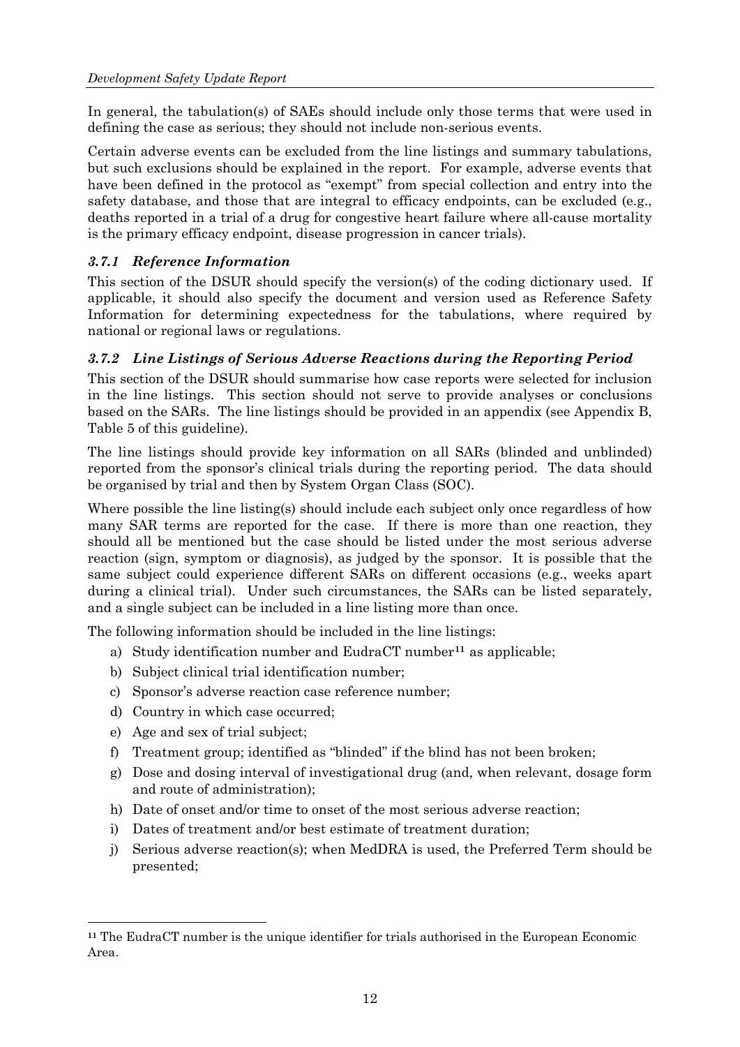In general, the tabulation(s) of SAEs should include only those terms that were used in defining the case as serious; they should not include non-serious events.

Certain adverse events can be excluded from the line listings and summary tabulations, but such exclusions should be explained in the report. For example, adverse events that have been defined in the protocol as "exempt" from special collection and entry into the safety database, and those that are integral to efficacy endpoints, can be excluded (e.g., deaths reported in a trial of a drug for congestive heart failure where all-cause mortality is the primary efficacy endpoint, disease progression in cancer trials).

### *3.7.1 Reference Information*

This section of the DSUR should specify the version(s) of the coding dictionary used. If applicable, it should also specify the document and version used as Reference Safety Information for determining expectedness for the tabulations, where required by national or regional laws or regulations.

### *3.7.2 Line Listings of Serious Adverse Reactions during the Reporting Period*

This section of the DSUR should summarise how case reports were selected for inclusion in the line listings. This section should not serve to provide analyses or conclusions based on the SARs. The line listings should be provided in an appendix (see Appendix B, Table 5 of this guideline).

The line listings should provide key information on all SARs (blinded and unblinded) reported from the sponsor's clinical trials during the reporting period. The data should be organised by trial and then by System Organ Class (SOC).

Where possible the line listing(s) should include each subject only once regardless of how many SAR terms are reported for the case. If there is more than one reaction, they should all be mentioned but the case should be listed under the most serious adverse reaction (sign, symptom or diagnosis), as judged by the sponsor. It is possible that the same subject could experience different SARs on different occasions (e.g., weeks apart during a clinical trial). Under such circumstances, the SARs can be listed separately, and a single subject can be included in a line listing more than once.

The following information should be included in the line listings:

a) Study identification number and EudraCT number[11] as applicable;
b) Subject clinical trial identification number;
c) Sponsor's adverse reaction case reference number;
d) Country in which case occurred;
e) Age and sex of trial subject;
f) Treatment group; identified as "blinded" if the blind has not been broken;
g) Dose and dosing interval of investigational drug (and, when relevant, dosage form and route of administration);
h) Date of onset and/or time to onset of the most serious adverse reaction;
i) Dates of treatment and/or best estimate of treatment duration;
j) Serious adverse reaction(s); when MedDRA is used, the Preferred Term should be presented;

---

[11] The EudraCT number is the unique identifier for trials authorised in the European Economic Area.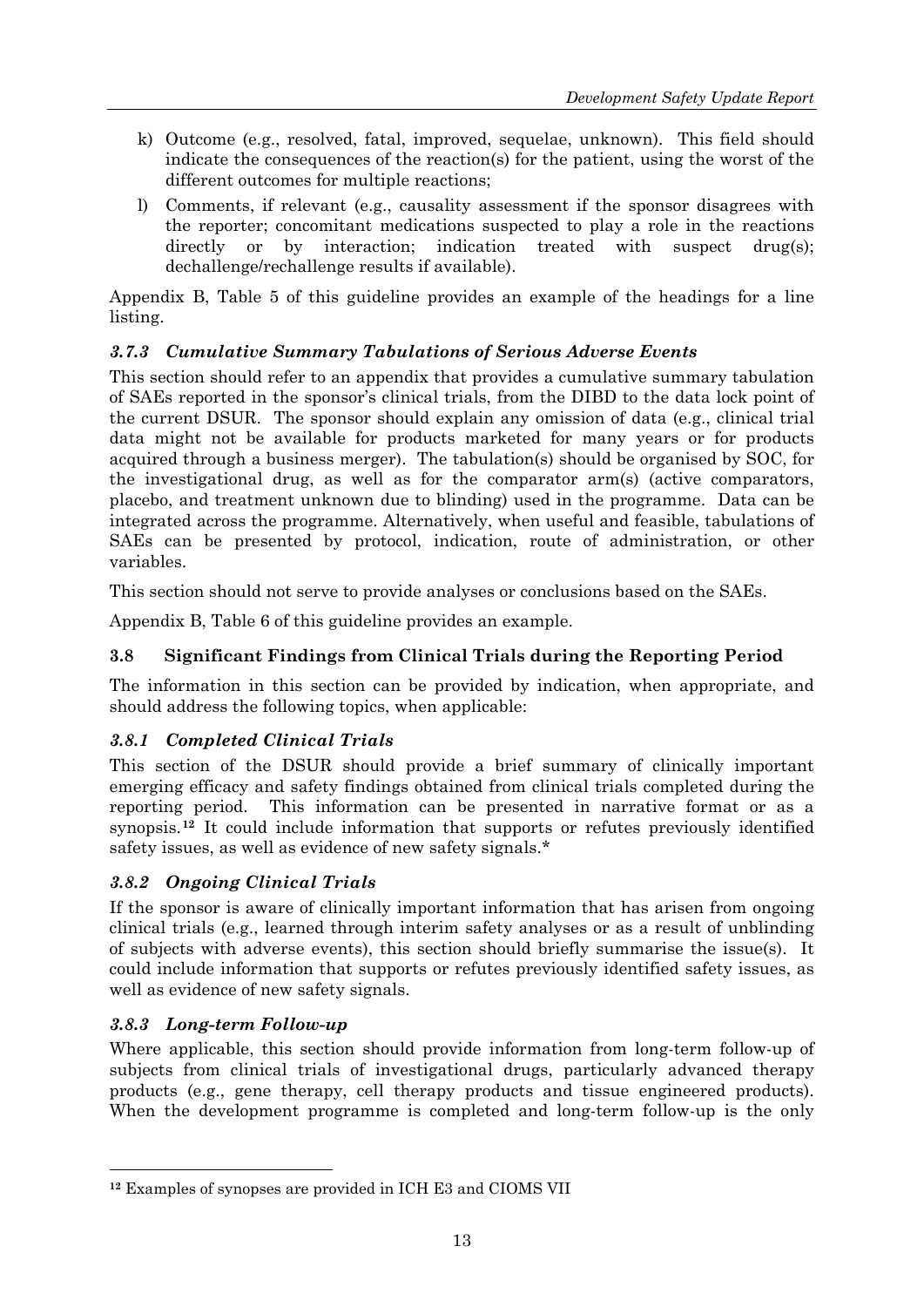k) Outcome (e.g., resolved, fatal, improved, sequelae, unknown). This field should indicate the consequences of the reaction(s) for the patient, using the worst of the different outcomes for multiple reactions;

l) Comments, if relevant (e.g., causality assessment if the sponsor disagrees with the reporter; concomitant medications suspected to play a role in the reactions directly or by interaction; indication treated with suspect drug(s); dechallenge/rechallenge results if available).

Appendix B, Table 5 of this guideline provides an example of the headings for a line listing.

### *3.7.3 Cumulative Summary Tabulations of Serious Adverse Events*

This section should refer to an appendix that provides a cumulative summary tabulation of SAEs reported in the sponsor's clinical trials, from the DIBD to the data lock point of the current DSUR. The sponsor should explain any omission of data (e.g., clinical trial data might not be available for products marketed for many years or for products acquired through a business merger). The tabulation(s) should be organised by SOC, for the investigational drug, as well as for the comparator arm(s) (active comparators, placebo, and treatment unknown due to blinding) used in the programme. Data can be integrated across the programme. Alternatively, when useful and feasible, tabulations of SAEs can be presented by protocol, indication, route of administration, or other variables.

This section should not serve to provide analyses or conclusions based on the SAEs.

Appendix B, Table 6 of this guideline provides an example.

## 3.8 Significant Findings from Clinical Trials during the Reporting Period

The information in this section can be provided by indication, when appropriate, and should address the following topics, when applicable:

### *3.8.1 Completed Clinical Trials*

This section of the DSUR should provide a brief summary of clinically important emerging efficacy and safety findings obtained from clinical trials completed during the reporting period. This information can be presented in narrative format or as a synopsis.[12] It could include information that supports or refutes previously identified safety issues, as well as evidence of new safety signals.*

### *3.8.2 Ongoing Clinical Trials*

If the sponsor is aware of clinically important information that has arisen from ongoing clinical trials (e.g., learned through interim safety analyses or as a result of unblinding of subjects with adverse events), this section should briefly summarise the issue(s). It could include information that supports or refutes previously identified safety issues, as well as evidence of new safety signals.

### *3.8.3 Long-term Follow-up*

Where applicable, this section should provide information from long-term follow-up of subjects from clinical trials of investigational drugs, particularly advanced therapy products (e.g., gene therapy, cell therapy products and tissue engineered products). When the development programme is completed and long-term follow-up is the only

[12] Examples of synopses are provided in ICH E3 and CIOMS VII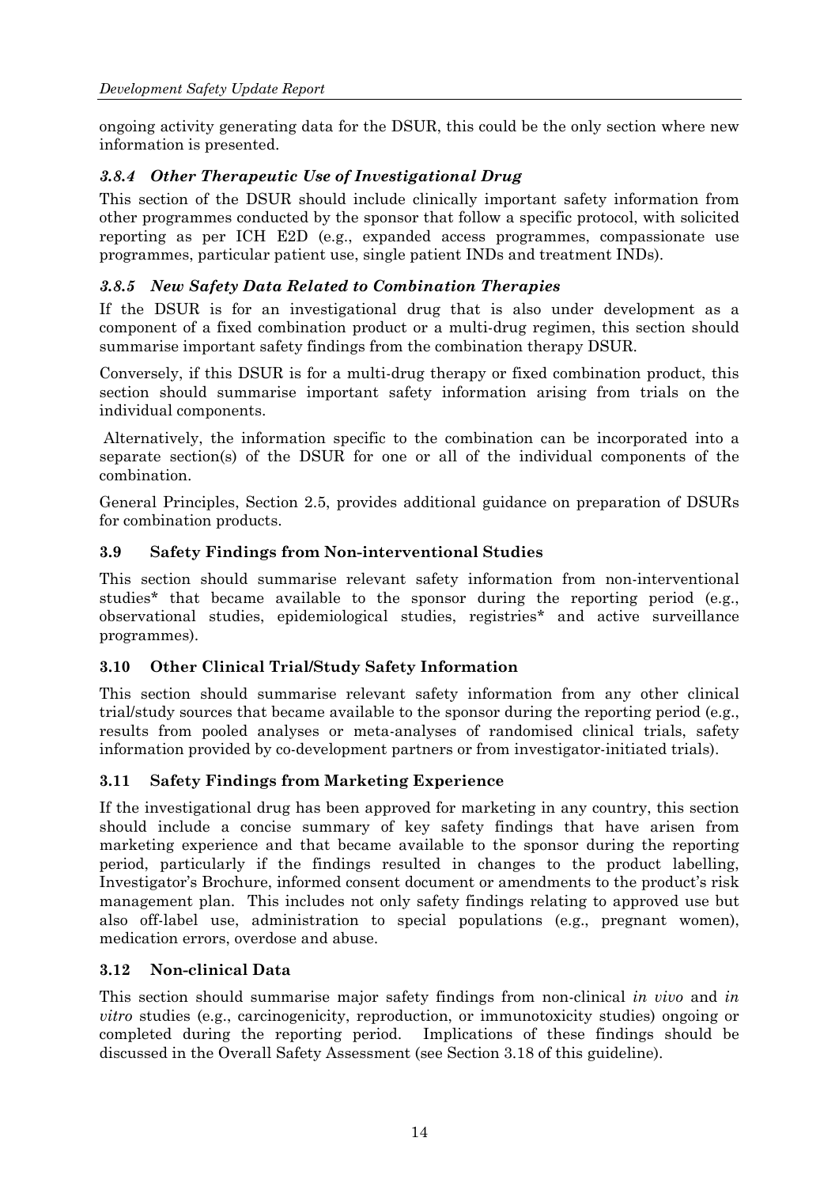ongoing activity generating data for the DSUR, this could be the only section where new information is presented.

### *3.8.4 Other Therapeutic Use of Investigational Drug*

This section of the DSUR should include clinically important safety information from other programmes conducted by the sponsor that follow a specific protocol, with solicited reporting as per ICH E2D (e.g., expanded access programmes, compassionate use programmes, particular patient use, single patient INDs and treatment INDs).

### *3.8.5 New Safety Data Related to Combination Therapies*

If the DSUR is for an investigational drug that is also under development as a component of a fixed combination product or a multi-drug regimen, this section should summarise important safety findings from the combination therapy DSUR.

Conversely, if this DSUR is for a multi-drug therapy or fixed combination product, this section should summarise important safety information arising from trials on the individual components.

Alternatively, the information specific to the combination can be incorporated into a separate section(s) of the DSUR for one or all of the individual components of the combination.

General Principles, Section 2.5, provides additional guidance on preparation of DSURs for combination products.

## 3.9 Safety Findings from Non-interventional Studies

This section should summarise relevant safety information from non-interventional studies* that became available to the sponsor during the reporting period (e.g., observational studies, epidemiological studies, registries* and active surveillance programmes).

## 3.10 Other Clinical Trial/Study Safety Information

This section should summarise relevant safety information from any other clinical trial/study sources that became available to the sponsor during the reporting period (e.g., results from pooled analyses or meta-analyses of randomised clinical trials, safety information provided by co-development partners or from investigator-initiated trials).

## 3.11 Safety Findings from Marketing Experience

If the investigational drug has been approved for marketing in any country, this section should include a concise summary of key safety findings that have arisen from marketing experience and that became available to the sponsor during the reporting period, particularly if the findings resulted in changes to the product labelling, Investigator's Brochure, informed consent document or amendments to the product's risk management plan. This includes not only safety findings relating to approved use but also off-label use, administration to special populations (e.g., pregnant women), medication errors, overdose and abuse.

## 3.12 Non-clinical Data

This section should summarise major safety findings from non-clinical *in vivo* and *in vitro* studies (e.g., carcinogenicity, reproduction, or immunotoxicity studies) ongoing or completed during the reporting period. Implications of these findings should be discussed in the Overall Safety Assessment (see Section 3.18 of this guideline).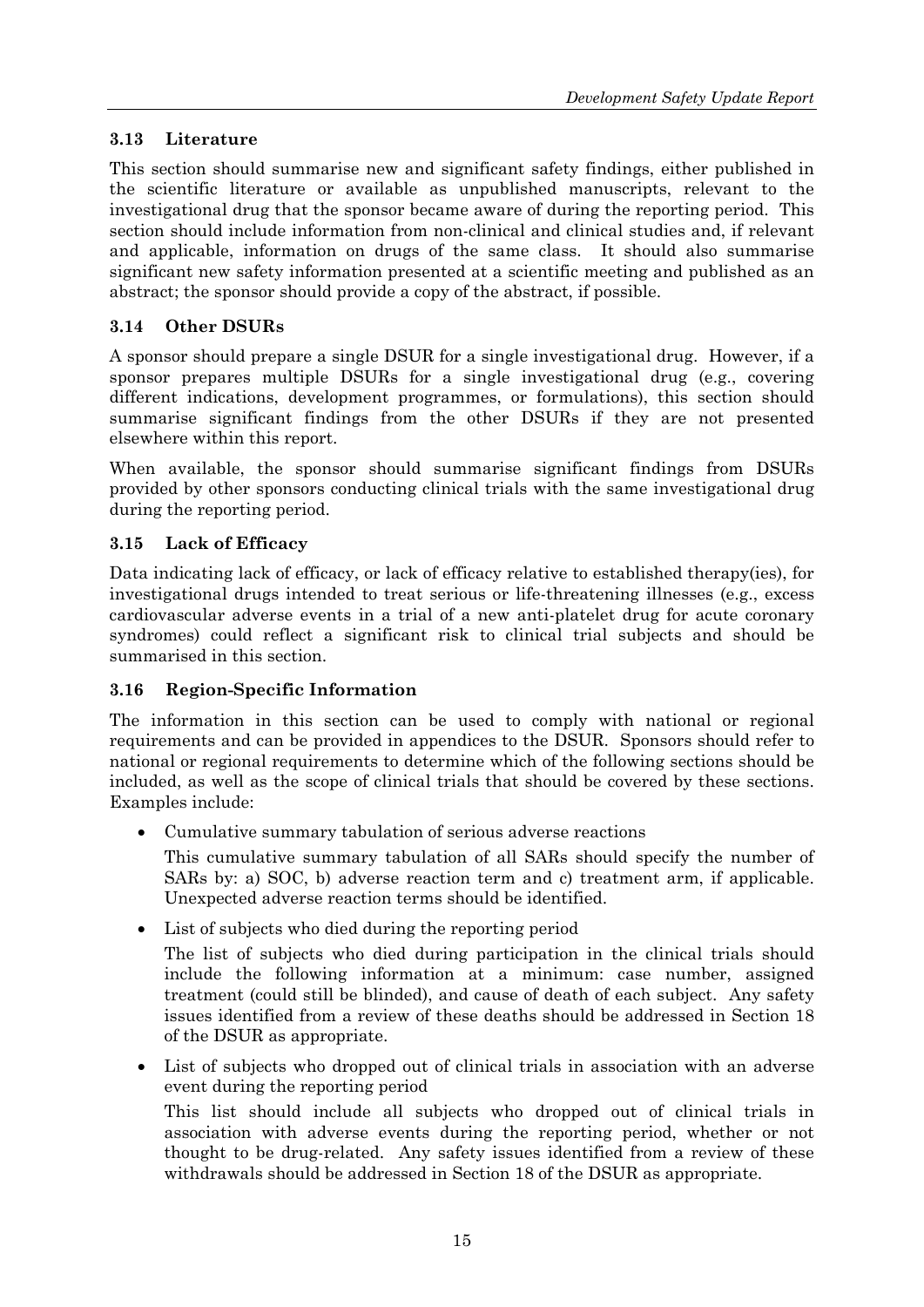### 3.13 Literature

This section should summarise new and significant safety findings, either published in the scientific literature or available as unpublished manuscripts, relevant to the investigational drug that the sponsor became aware of during the reporting period. This section should include information from non-clinical and clinical studies and, if relevant and applicable, information on drugs of the same class. It should also summarise significant new safety information presented at a scientific meeting and published as an abstract; the sponsor should provide a copy of the abstract, if possible.

### 3.14 Other DSURs

A sponsor should prepare a single DSUR for a single investigational drug. However, if a sponsor prepares multiple DSURs for a single investigational drug (e.g., covering different indications, development programmes, or formulations), this section should summarise significant findings from the other DSURs if they are not presented elsewhere within this report.

When available, the sponsor should summarise significant findings from DSURs provided by other sponsors conducting clinical trials with the same investigational drug during the reporting period.

### 3.15 Lack of Efficacy

Data indicating lack of efficacy, or lack of efficacy relative to established therapy(ies), for investigational drugs intended to treat serious or life-threatening illnesses (e.g., excess cardiovascular adverse events in a trial of a new anti-platelet drug for acute coronary syndromes) could reflect a significant risk to clinical trial subjects and should be summarised in this section.

### 3.16 Region-Specific Information

The information in this section can be used to comply with national or regional requirements and can be provided in appendices to the DSUR. Sponsors should refer to national or regional requirements to determine which of the following sections should be included, as well as the scope of clinical trials that should be covered by these sections. Examples include:

- Cumulative summary tabulation of serious adverse reactions

  This cumulative summary tabulation of all SARs should specify the number of SARs by: a) SOC, b) adverse reaction term and c) treatment arm, if applicable. Unexpected adverse reaction terms should be identified.

- List of subjects who died during the reporting period

  The list of subjects who died during participation in the clinical trials should include the following information at a minimum: case number, assigned treatment (could still be blinded), and cause of death of each subject. Any safety issues identified from a review of these deaths should be addressed in Section 18 of the DSUR as appropriate.

- List of subjects who dropped out of clinical trials in association with an adverse event during the reporting period

  This list should include all subjects who dropped out of clinical trials in association with adverse events during the reporting period, whether or not thought to be drug-related. Any safety issues identified from a review of these withdrawals should be addressed in Section 18 of the DSUR as appropriate.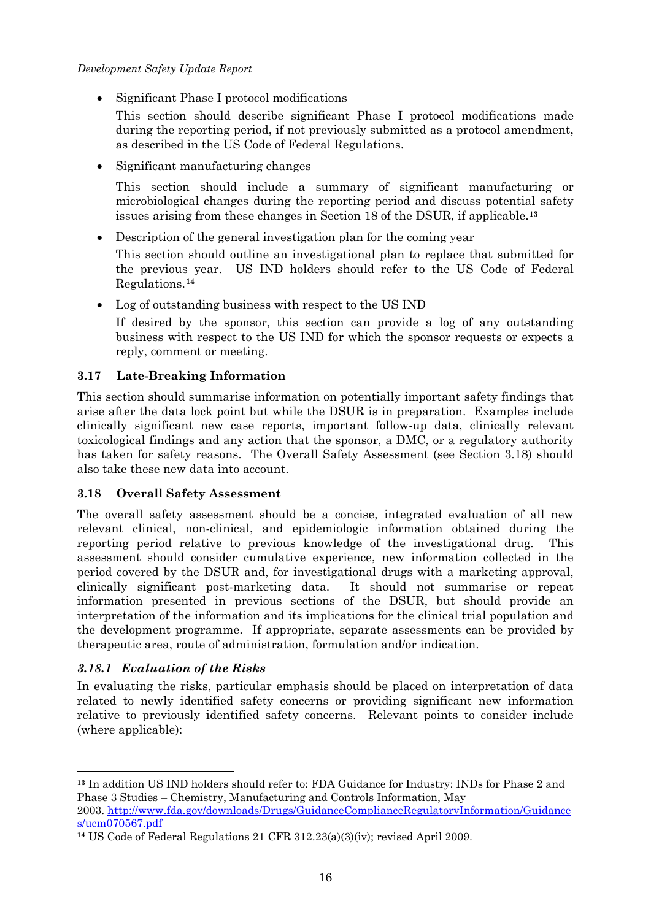- Significant Phase I protocol modifications

  This section should describe significant Phase I protocol modifications made during the reporting period, if not previously submitted as a protocol amendment, as described in the US Code of Federal Regulations.

- Significant manufacturing changes

  This section should include a summary of significant manufacturing or microbiological changes during the reporting period and discuss potential safety issues arising from these changes in Section 18 of the DSUR, if applicable.[13]

- Description of the general investigation plan for the coming year

  This section should outline an investigational plan to replace that submitted for the previous year. US IND holders should refer to the US Code of Federal Regulations.[14]

- Log of outstanding business with respect to the US IND

  If desired by the sponsor, this section can provide a log of any outstanding business with respect to the US IND for which the sponsor requests or expects a reply, comment or meeting.

### 3.17 Late-Breaking Information

This section should summarise information on potentially important safety findings that arise after the data lock point but while the DSUR is in preparation. Examples include clinically significant new case reports, important follow-up data, clinically relevant toxicological findings and any action that the sponsor, a DMC, or a regulatory authority has taken for safety reasons. The Overall Safety Assessment (see Section 3.18) should also take these new data into account.

### 3.18 Overall Safety Assessment

The overall safety assessment should be a concise, integrated evaluation of all new relevant clinical, non-clinical, and epidemiologic information obtained during the reporting period relative to previous knowledge of the investigational drug. This assessment should consider cumulative experience, new information collected in the period covered by the DSUR and, for investigational drugs with a marketing approval, clinically significant post-marketing data. It should not summarise or repeat information presented in previous sections of the DSUR, but should provide an interpretation of the information and its implications for the clinical trial population and the development programme. If appropriate, separate assessments can be provided by therapeutic area, route of administration, formulation and/or indication.

#### *3.18.1 Evaluation of the Risks*

In evaluating the risks, particular emphasis should be placed on interpretation of data related to newly identified safety concerns or providing significant new information relative to previously identified safety concerns. Relevant points to consider include (where applicable):

---

[13] In addition US IND holders should refer to: FDA Guidance for Industry: INDs for Phase 2 and Phase 3 Studies – Chemistry, Manufacturing and Controls Information, May 2003. http://www.fda.gov/downloads/Drugs/GuidanceComplianceRegulatoryInformation/Guidances/ucm070567.pdf

[14] US Code of Federal Regulations 21 CFR 312.23(a)(3)(iv); revised April 2009.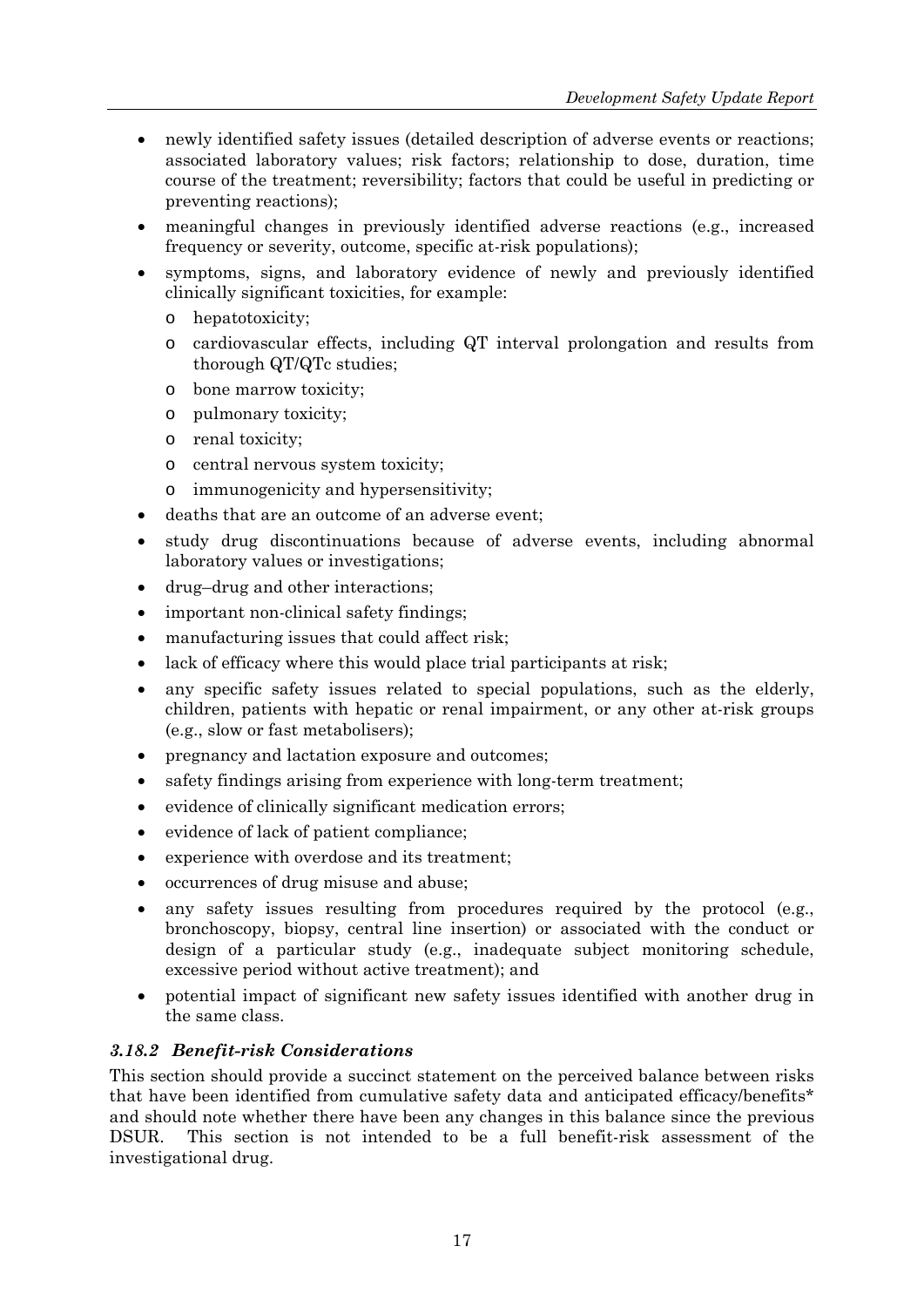- newly identified safety issues (detailed description of adverse events or reactions; associated laboratory values; risk factors; relationship to dose, duration, time course of the treatment; reversibility; factors that could be useful in predicting or preventing reactions);
- meaningful changes in previously identified adverse reactions (e.g., increased frequency or severity, outcome, specific at-risk populations);
- symptoms, signs, and laboratory evidence of newly and previously identified clinically significant toxicities, for example:
  - hepatotoxicity;
  - cardiovascular effects, including QT interval prolongation and results from thorough QT/QTc studies;
  - bone marrow toxicity;
  - pulmonary toxicity;
  - renal toxicity;
  - central nervous system toxicity;
  - immunogenicity and hypersensitivity;
- deaths that are an outcome of an adverse event;
- study drug discontinuations because of adverse events, including abnormal laboratory values or investigations;
- drug–drug and other interactions;
- important non-clinical safety findings;
- manufacturing issues that could affect risk;
- lack of efficacy where this would place trial participants at risk;
- any specific safety issues related to special populations, such as the elderly, children, patients with hepatic or renal impairment, or any other at-risk groups (e.g., slow or fast metabolisers);
- pregnancy and lactation exposure and outcomes;
- safety findings arising from experience with long-term treatment;
- evidence of clinically significant medication errors;
- evidence of lack of patient compliance;
- experience with overdose and its treatment;
- occurrences of drug misuse and abuse;
- any safety issues resulting from procedures required by the protocol (e.g., bronchoscopy, biopsy, central line insertion) or associated with the conduct or design of a particular study (e.g., inadequate subject monitoring schedule, excessive period without active treatment); and
- potential impact of significant new safety issues identified with another drug in the same class.

### *3.18.2 Benefit-risk Considerations*

This section should provide a succinct statement on the perceived balance between risks that have been identified from cumulative safety data and anticipated efficacy/benefits* and should note whether there have been any changes in this balance since the previous DSUR. This section is not intended to be a full benefit-risk assessment of the investigational drug.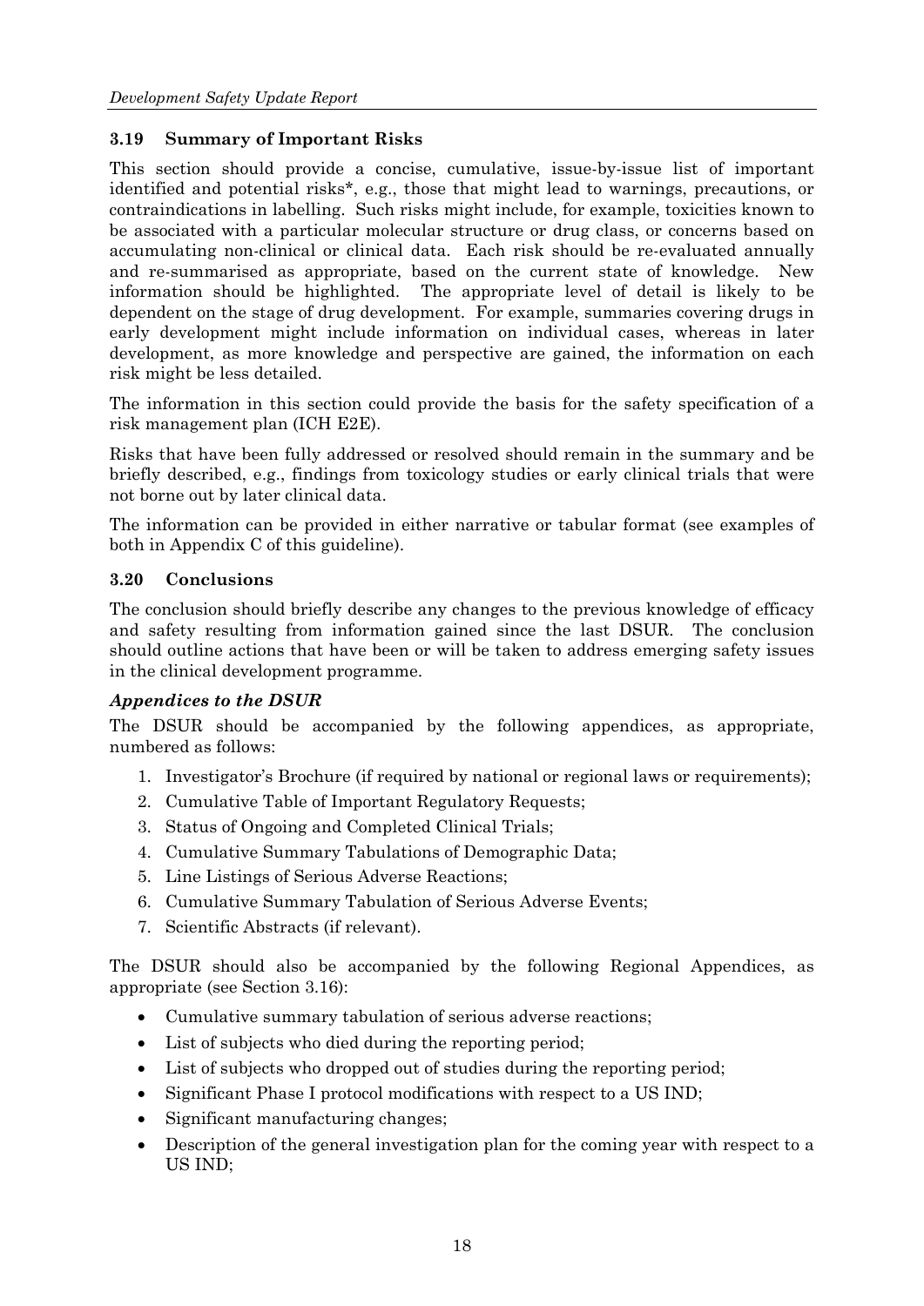### 3.19 Summary of Important Risks

This section should provide a concise, cumulative, issue-by-issue list of important identified and potential risks*, e.g., those that might lead to warnings, precautions, or contraindications in labelling. Such risks might include, for example, toxicities known to be associated with a particular molecular structure or drug class, or concerns based on accumulating non-clinical or clinical data. Each risk should be re-evaluated annually and re-summarised as appropriate, based on the current state of knowledge. New information should be highlighted. The appropriate level of detail is likely to be dependent on the stage of drug development. For example, summaries covering drugs in early development might include information on individual cases, whereas in later development, as more knowledge and perspective are gained, the information on each risk might be less detailed.

The information in this section could provide the basis for the safety specification of a risk management plan (ICH E2E).

Risks that have been fully addressed or resolved should remain in the summary and be briefly described, e.g., findings from toxicology studies or early clinical trials that were not borne out by later clinical data.

The information can be provided in either narrative or tabular format (see examples of both in Appendix C of this guideline).

### 3.20 Conclusions

The conclusion should briefly describe any changes to the previous knowledge of efficacy and safety resulting from information gained since the last DSUR. The conclusion should outline actions that have been or will be taken to address emerging safety issues in the clinical development programme.

### *Appendices to the DSUR*

The DSUR should be accompanied by the following appendices, as appropriate, numbered as follows:

1. Investigator's Brochure (if required by national or regional laws or requirements);
2. Cumulative Table of Important Regulatory Requests;
3. Status of Ongoing and Completed Clinical Trials;
4. Cumulative Summary Tabulations of Demographic Data;
5. Line Listings of Serious Adverse Reactions;
6. Cumulative Summary Tabulation of Serious Adverse Events;
7. Scientific Abstracts (if relevant).

The DSUR should also be accompanied by the following Regional Appendices, as appropriate (see Section 3.16):

- Cumulative summary tabulation of serious adverse reactions;
- List of subjects who died during the reporting period;
- List of subjects who dropped out of studies during the reporting period;
- Significant Phase I protocol modifications with respect to a US IND;
- Significant manufacturing changes;
- Description of the general investigation plan for the coming year with respect to a US IND;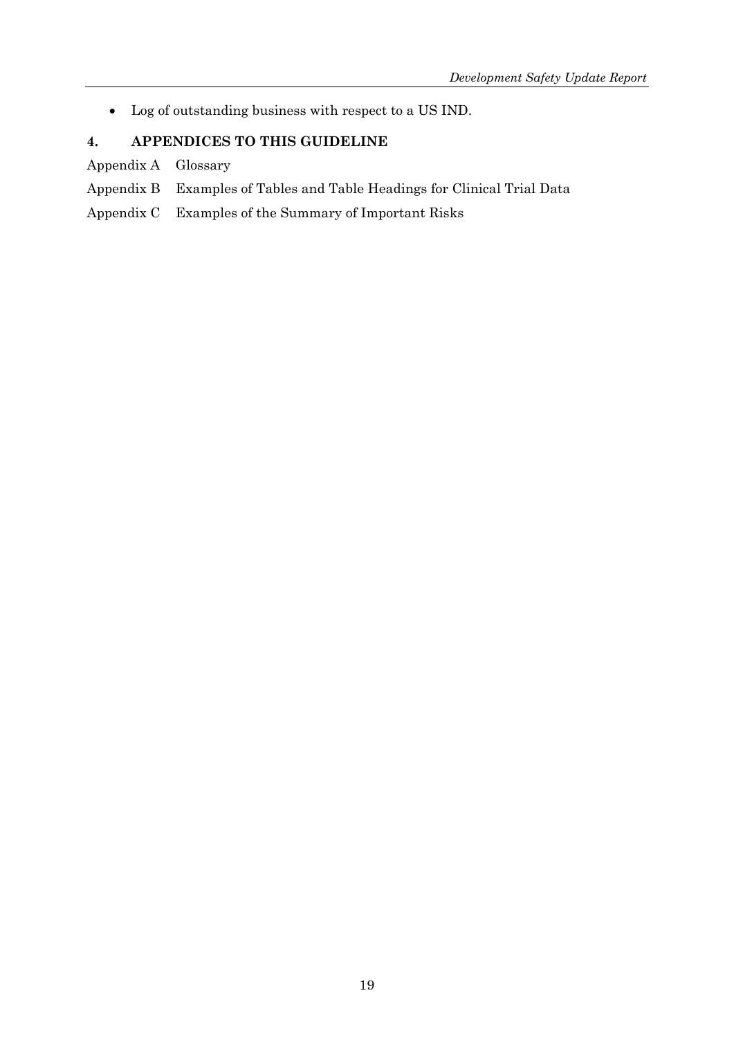- Log of outstanding business with respect to a US IND.

## 4. APPENDICES TO THIS GUIDELINE

Appendix A Glossary

Appendix B Examples of Tables and Table Headings for Clinical Trial Data

Appendix C Examples of the Summary of Important Risks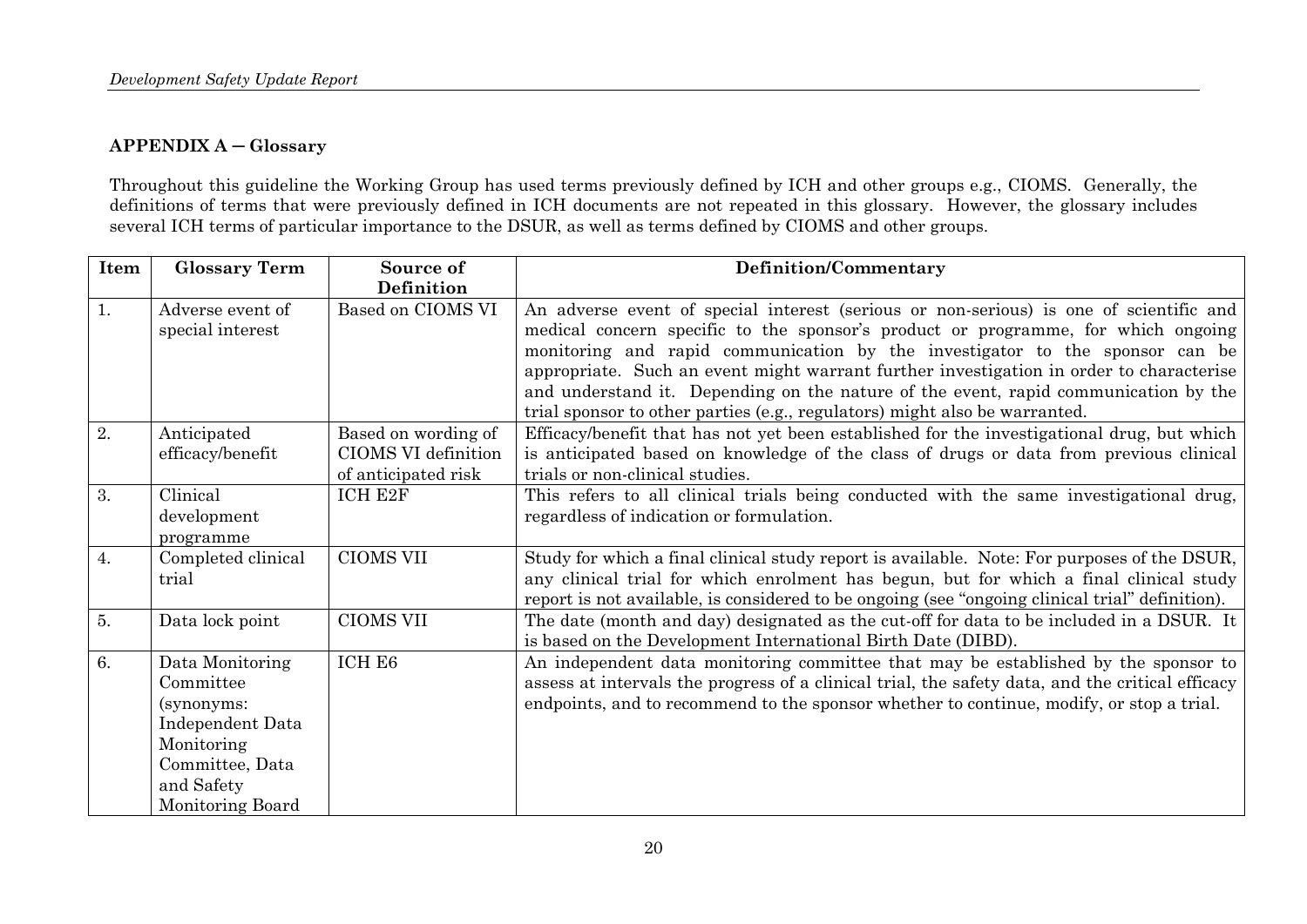## APPENDIX A – Glossary

Throughout this guideline the Working Group has used terms previously defined by ICH and other groups e.g., CIOMS. Generally, the definitions of terms that were previously defined in ICH documents are not repeated in this glossary. However, the glossary includes several ICH terms of particular importance to the DSUR, as well as terms defined by CIOMS and other groups.

| Item | Glossary Term | Source of Definition | Definition/Commentary |
|---|---|---|---|
| 1. | Adverse event of special interest | Based on CIOMS VI | An adverse event of special interest (serious or non-serious) is one of scientific and medical concern specific to the sponsor's product or programme, for which ongoing monitoring and rapid communication by the investigator to the sponsor can be appropriate. Such an event might warrant further investigation in order to characterise and understand it. Depending on the nature of the event, rapid communication by the trial sponsor to other parties (e.g., regulators) might also be warranted. |
| 2. | Anticipated efficacy/benefit | Based on wording of CIOMS VI definition of anticipated risk | Efficacy/benefit that has not yet been established for the investigational drug, but which is anticipated based on knowledge of the class of drugs or data from previous clinical trials or non-clinical studies. |
| 3. | Clinical development programme | ICH E2F | This refers to all clinical trials being conducted with the same investigational drug, regardless of indication or formulation. |
| 4. | Completed clinical trial | CIOMS VII | Study for which a final clinical study report is available. Note: For purposes of the DSUR, any clinical trial for which enrolment has begun, but for which a final clinical study report is not available, is considered to be ongoing (see "ongoing clinical trial" definition). |
| 5. | Data lock point | CIOMS VII | The date (month and day) designated as the cut-off for data to be included in a DSUR. It is based on the Development International Birth Date (DIBD). |
| 6. | Data Monitoring Committee (synonyms: Independent Data Monitoring Committee, Data and Safety Monitoring Board | ICH E6 | An independent data monitoring committee that may be established by the sponsor to assess at intervals the progress of a clinical trial, the safety data, and the critical efficacy endpoints, and to recommend to the sponsor whether to continue, modify, or stop a trial. |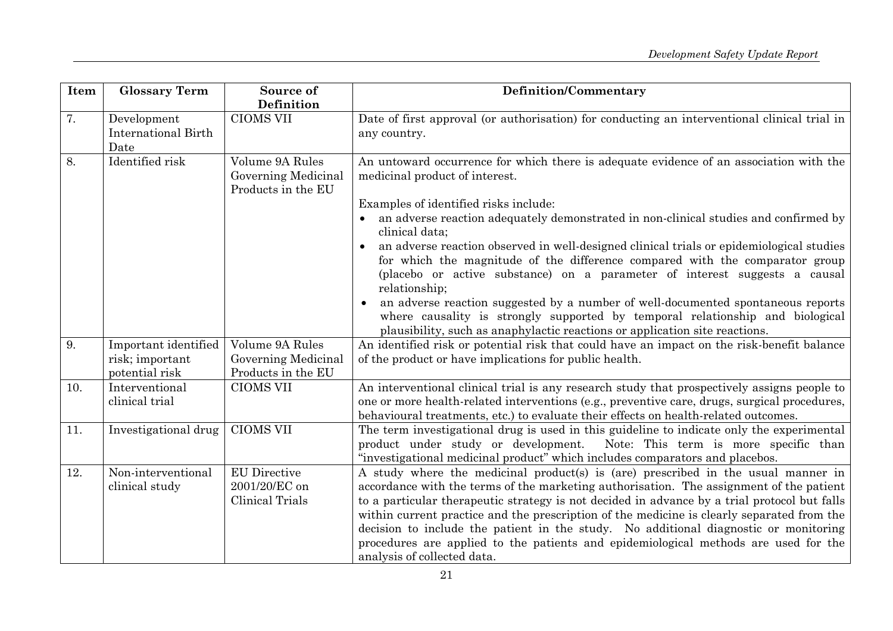| Item | Glossary Term | Source of Definition | Definition/Commentary |
|---|---|---|---|
| 7. | Development International Birth Date | CIOMS VII | Date of first approval (or authorisation) for conducting an interventional clinical trial in any country. |
| 8. | Identified risk | Volume 9A Rules Governing Medicinal Products in the EU | An untoward occurrence for which there is adequate evidence of an association with the medicinal product of interest.<br><br>Examples of identified risks include:<br>• an adverse reaction adequately demonstrated in non-clinical studies and confirmed by clinical data;<br>• an adverse reaction observed in well-designed clinical trials or epidemiological studies for which the magnitude of the difference compared with the comparator group (placebo or active substance) on a parameter of interest suggests a causal relationship;<br>• an adverse reaction suggested by a number of well-documented spontaneous reports where causality is strongly supported by temporal relationship and biological plausibility, such as anaphylactic reactions or application site reactions. |
| 9. | Important identified risk; important potential risk | Volume 9A Rules Governing Medicinal Products in the EU | An identified risk or potential risk that could have an impact on the risk-benefit balance of the product or have implications for public health. |
| 10. | Interventional clinical trial | CIOMS VII | An interventional clinical trial is any research study that prospectively assigns people to one or more health-related interventions (e.g., preventive care, drugs, surgical procedures, behavioural treatments, etc.) to evaluate their effects on health-related outcomes. |
| 11. | Investigational drug | CIOMS VII | The term investigational drug is used in this guideline to indicate only the experimental product under study or development. Note: This term is more specific than "investigational medicinal product" which includes comparators and placebos. |
| 12. | Non-interventional clinical study | EU Directive 2001/20/EC on Clinical Trials | A study where the medicinal product(s) is (are) prescribed in the usual manner in accordance with the terms of the marketing authorisation. The assignment of the patient to a particular therapeutic strategy is not decided in advance by a trial protocol but falls within current practice and the prescription of the medicine is clearly separated from the decision to include the patient in the study. No additional diagnostic or monitoring procedures are applied to the patients and epidemiological methods are used for the analysis of collected data. |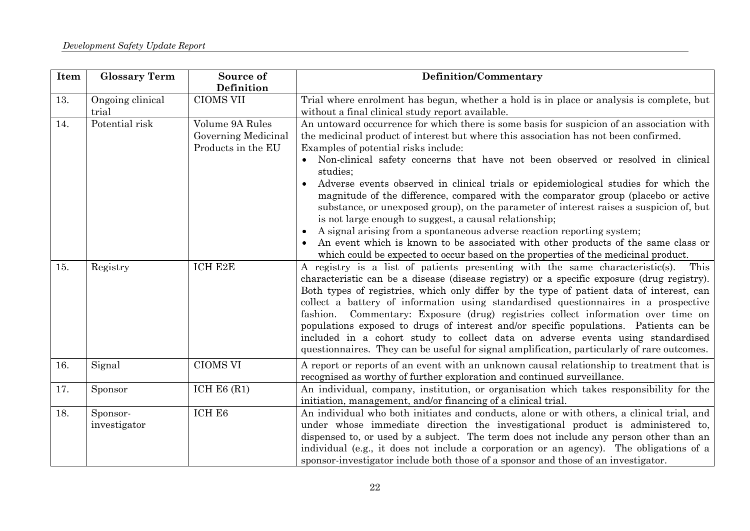| Item | Glossary Term | Source of Definition | Definition/Commentary |
|---|---|---|---|
| 13. | Ongoing clinical trial | CIOMS VII | Trial where enrolment has begun, whether a hold is in place or analysis is complete, but without a final clinical study report available. |
| 14. | Potential risk | Volume 9A Rules Governing Medicinal Products in the EU | An untoward occurrence for which there is some basis for suspicion of an association with the medicinal product of interest but where this association has not been confirmed. Examples of potential risks include: <br>• Non-clinical safety concerns that have not been observed or resolved in clinical studies; <br>• Adverse events observed in clinical trials or epidemiological studies for which the magnitude of the difference, compared with the comparator group (placebo or active substance, or unexposed group), on the parameter of interest raises a suspicion of, but is not large enough to suggest, a causal relationship; <br>• A signal arising from a spontaneous adverse reaction reporting system; <br>• An event which is known to be associated with other products of the same class or which could be expected to occur based on the properties of the medicinal product. |
| 15. | Registry | ICH E2E | A registry is a list of patients presenting with the same characteristic(s). This characteristic can be a disease (disease registry) or a specific exposure (drug registry). Both types of registries, which only differ by the type of patient data of interest, can collect a battery of information using standardised questionnaires in a prospective fashion. Commentary: Exposure (drug) registries collect information over time on populations exposed to drugs of interest and/or specific populations. Patients can be included in a cohort study to collect data on adverse events using standardised questionnaires. They can be useful for signal amplification, particularly of rare outcomes. |
| 16. | Signal | CIOMS VI | A report or reports of an event with an unknown causal relationship to treatment that is recognised as worthy of further exploration and continued surveillance. |
| 17. | Sponsor | ICH E6 (R1) | An individual, company, institution, or organisation which takes responsibility for the initiation, management, and/or financing of a clinical trial. |
| 18. | Sponsor-investigator | ICH E6 | An individual who both initiates and conducts, alone or with others, a clinical trial, and under whose immediate direction the investigational product is administered to, dispensed to, or used by a subject. The term does not include any person other than an individual (e.g., it does not include a corporation or an agency). The obligations of a sponsor-investigator include both those of a sponsor and those of an investigator. |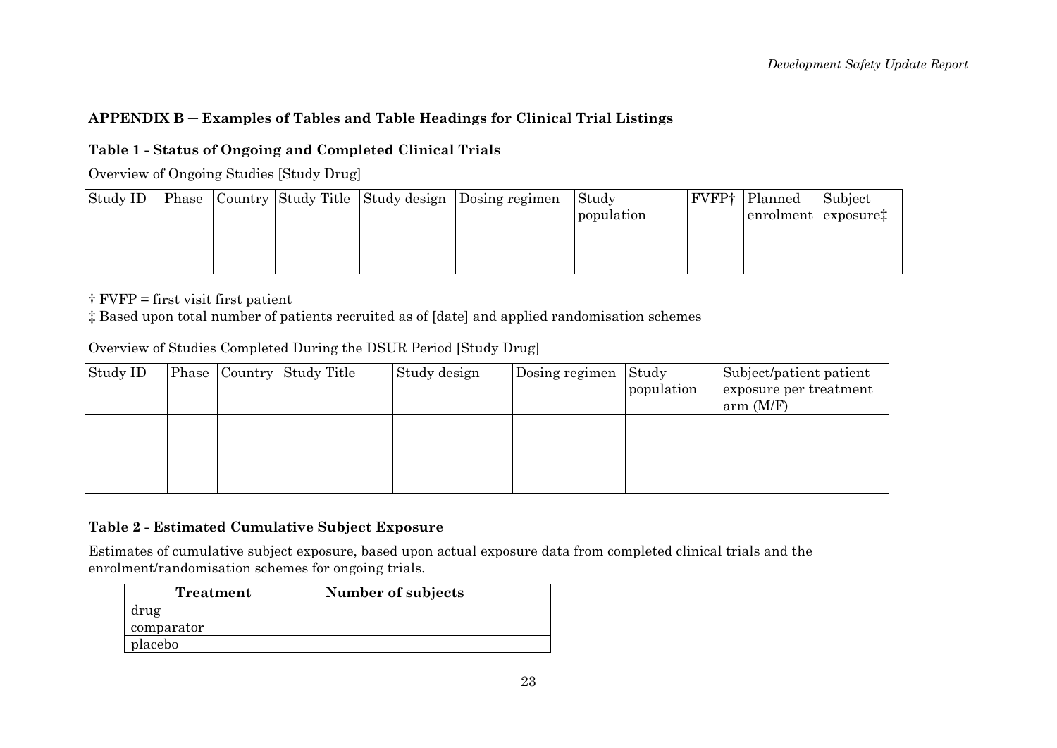## APPENDIX B ─ Examples of Tables and Table Headings for Clinical Trial Listings

### Table 1 - Status of Ongoing and Completed Clinical Trials

Overview of Ongoing Studies [Study Drug]

| Study ID | Phase | Country | Study Title | Study design | Dosing regimen | Study population | FVFP† | Planned enrolment | Subject exposure‡ |
|---|---|---|---|---|---|---|---|---|---|
| | | | | | | | | | |

† FVFP = first visit first patient

‡ Based upon total number of patients recruited as of [date] and applied randomisation schemes

Overview of Studies Completed During the DSUR Period [Study Drug]

| Study ID | Phase | Country | Study Title | Study design | Dosing regimen | Study population | Subject/patient patient exposure per treatment arm (M/F) |
|---|---|---|---|---|---|---|---|
| | | | | | | | |

### Table 2 - Estimated Cumulative Subject Exposure

Estimates of cumulative subject exposure, based upon actual exposure data from completed clinical trials and the enrolment/randomisation schemes for ongoing trials.

| Treatment | Number of subjects |
|---|---|
| drug | |
| comparator | |
| placebo | |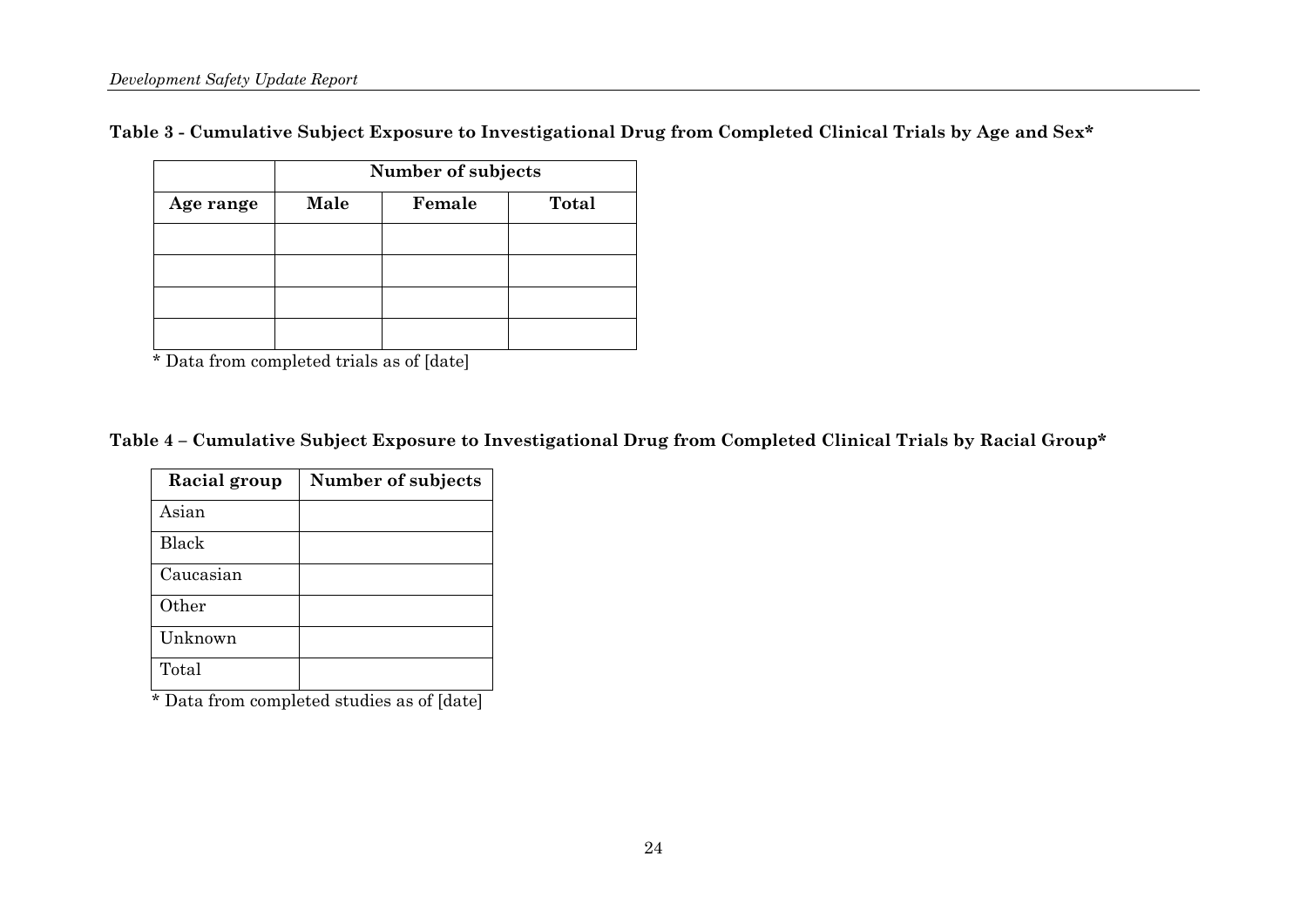**Table 3 - Cumulative Subject Exposure to Investigational Drug from Completed Clinical Trials by Age and Sex***

| | Number of subjects | | |
|---|---|---|---|
| **Age range** | **Male** | **Female** | **Total** |
| | | | |
| | | | |
| | | | |
| | | | |

* Data from completed trials as of [date]

**Table 4 – Cumulative Subject Exposure to Investigational Drug from Completed Clinical Trials by Racial Group***

| Racial group | Number of subjects |
|---|---|
| Asian | |
| Black | |
| Caucasian | |
| Other | |
| Unknown | |
| Total | |

* Data from completed studies as of [date]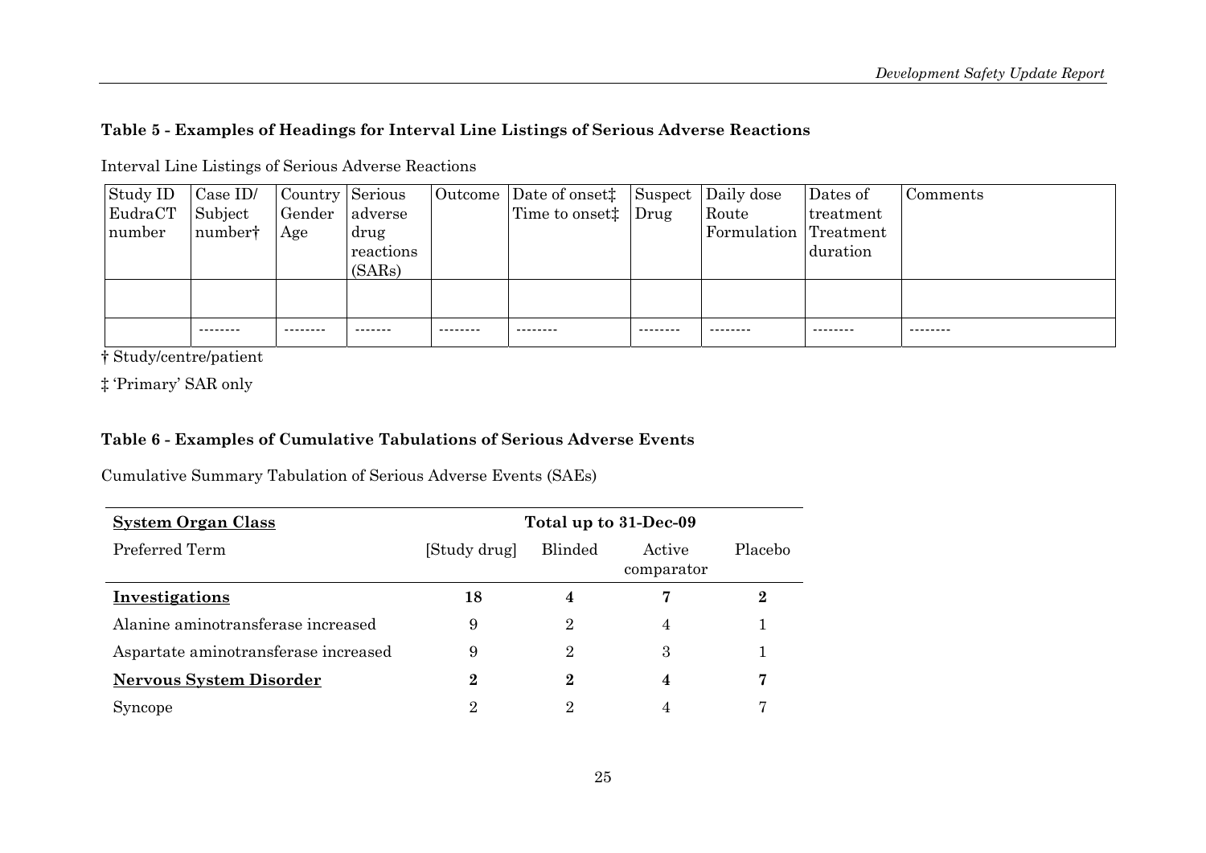**Table 5 - Examples of Headings for Interval Line Listings of Serious Adverse Reactions**

Interval Line Listings of Serious Adverse Reactions

| Study ID EudraCT number | Case ID/ Subject number† | Country Gender Age | Serious adverse drug reactions (SARs) | Outcome | Date of onset‡ Time to onset‡ | Suspect Drug | Daily dose Route Formulation | Dates of treatment Treatment duration | Comments |
|---|---|---|---|---|---|---|---|---|---|
| | | | | | | | | | |
| | -------- | -------- | ------- | -------- | -------- | -------- | -------- | -------- | -------- |

† Study/centre/patient

‡ 'Primary' SAR only

**Table 6 - Examples of Cumulative Tabulations of Serious Adverse Events**

Cumulative Summary Tabulation of Serious Adverse Events (SAEs)

| **System Organ Class** | **Total up to 31-Dec-09** | | | |
|---|---|---|---|---|
| Preferred Term | [Study drug] | Blinded | Active comparator | Placebo |
| **Investigations** | **18** | **4** | **7** | **2** |
| Alanine aminotransferase increased | 9 | 2 | 4 | 1 |
| Aspartate aminotransferase increased | 9 | 2 | 3 | 1 |
| **Nervous System Disorder** | **2** | **2** | **4** | **7** |
| Syncope | 2 | 2 | 4 | 7 |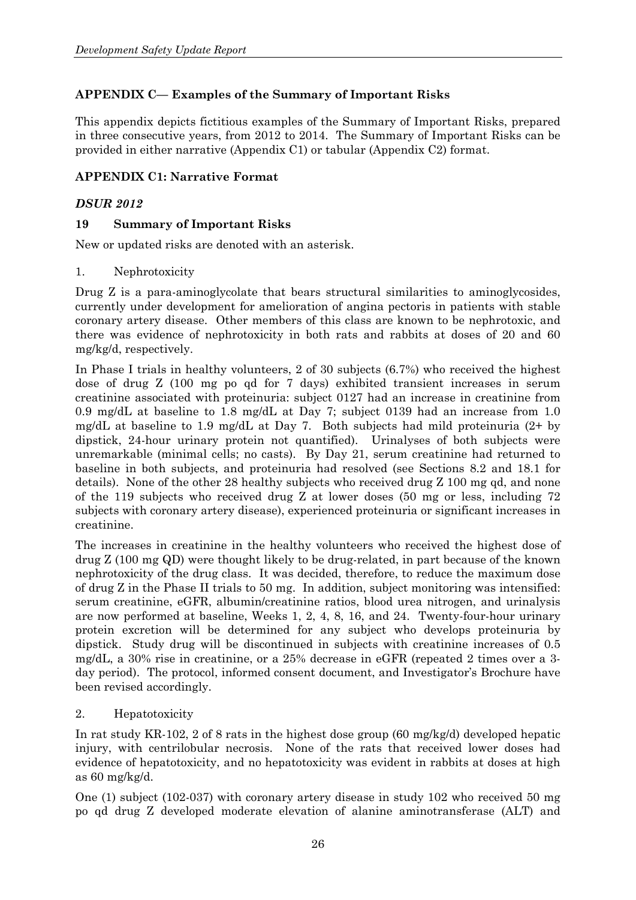## APPENDIX C— Examples of the Summary of Important Risks

This appendix depicts fictitious examples of the Summary of Important Risks, prepared in three consecutive years, from 2012 to 2014. The Summary of Important Risks can be provided in either narrative (Appendix C1) or tabular (Appendix C2) format.

### APPENDIX C1: Narrative Format

#### *DSUR 2012*

#### 19 Summary of Important Risks

New or updated risks are denoted with an asterisk.

1. Nephrotoxicity

Drug Z is a para-aminoglycolate that bears structural similarities to aminoglycosides, currently under development for amelioration of angina pectoris in patients with stable coronary artery disease. Other members of this class are known to be nephrotoxic, and there was evidence of nephrotoxicity in both rats and rabbits at doses of 20 and 60 mg/kg/d, respectively.

In Phase I trials in healthy volunteers, 2 of 30 subjects (6.7%) who received the highest dose of drug Z (100 mg po qd for 7 days) exhibited transient increases in serum creatinine associated with proteinuria: subject 0127 had an increase in creatinine from 0.9 mg/dL at baseline to 1.8 mg/dL at Day 7; subject 0139 had an increase from 1.0 mg/dL at baseline to 1.9 mg/dL at Day 7. Both subjects had mild proteinuria (2+ by dipstick, 24-hour urinary protein not quantified). Urinalyses of both subjects were unremarkable (minimal cells; no casts). By Day 21, serum creatinine had returned to baseline in both subjects, and proteinuria had resolved (see Sections 8.2 and 18.1 for details). None of the other 28 healthy subjects who received drug Z 100 mg qd, and none of the 119 subjects who received drug Z at lower doses (50 mg or less, including 72 subjects with coronary artery disease), experienced proteinuria or significant increases in creatinine.

The increases in creatinine in the healthy volunteers who received the highest dose of drug Z (100 mg QD) were thought likely to be drug-related, in part because of the known nephrotoxicity of the drug class. It was decided, therefore, to reduce the maximum dose of drug Z in the Phase II trials to 50 mg. In addition, subject monitoring was intensified: serum creatinine, eGFR, albumin/creatinine ratios, blood urea nitrogen, and urinalysis are now performed at baseline, Weeks 1, 2, 4, 8, 16, and 24. Twenty-four-hour urinary protein excretion will be determined for any subject who develops proteinuria by dipstick. Study drug will be discontinued in subjects with creatinine increases of 0.5 mg/dL, a 30% rise in creatinine, or a 25% decrease in eGFR (repeated 2 times over a 3-day period). The protocol, informed consent document, and Investigator's Brochure have been revised accordingly.

2. Hepatotoxicity

In rat study KR-102, 2 of 8 rats in the highest dose group (60 mg/kg/d) developed hepatic injury, with centrilobular necrosis. None of the rats that received lower doses had evidence of hepatotoxicity, and no hepatotoxicity was evident in rabbits at doses at high as 60 mg/kg/d.

One (1) subject (102-037) with coronary artery disease in study 102 who received 50 mg po qd drug Z developed moderate elevation of alanine aminotransferase (ALT) and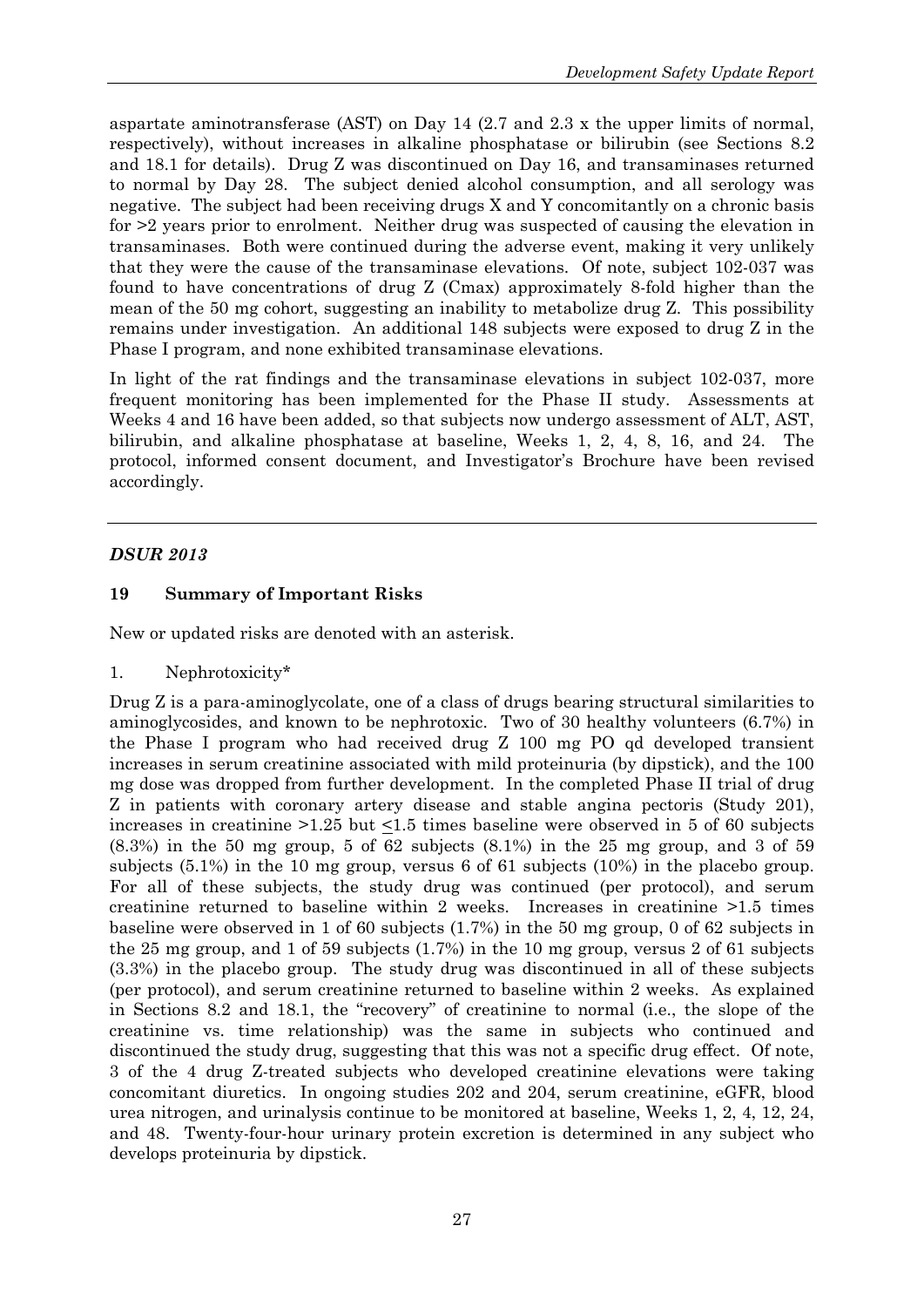aspartate aminotransferase (AST) on Day 14 (2.7 and 2.3 x the upper limits of normal, respectively), without increases in alkaline phosphatase or bilirubin (see Sections 8.2 and 18.1 for details). Drug Z was discontinued on Day 16, and transaminases returned to normal by Day 28. The subject denied alcohol consumption, and all serology was negative. The subject had been receiving drugs X and Y concomitantly on a chronic basis for >2 years prior to enrolment. Neither drug was suspected of causing the elevation in transaminases. Both were continued during the adverse event, making it very unlikely that they were the cause of the transaminase elevations. Of note, subject 102-037 was found to have concentrations of drug Z (Cmax) approximately 8-fold higher than the mean of the 50 mg cohort, suggesting an inability to metabolize drug Z. This possibility remains under investigation. An additional 148 subjects were exposed to drug Z in the Phase I program, and none exhibited transaminase elevations.

In light of the rat findings and the transaminase elevations in subject 102-037, more frequent monitoring has been implemented for the Phase II study. Assessments at Weeks 4 and 16 have been added, so that subjects now undergo assessment of ALT, AST, bilirubin, and alkaline phosphatase at baseline, Weeks 1, 2, 4, 8, 16, and 24. The protocol, informed consent document, and Investigator's Brochure have been revised accordingly.

---

***DSUR 2013***

## 19 Summary of Important Risks

New or updated risks are denoted with an asterisk.

1. Nephrotoxicity*

Drug Z is a para-aminoglycolate, one of a class of drugs bearing structural similarities to aminoglycosides, and known to be nephrotoxic. Two of 30 healthy volunteers (6.7%) in the Phase I program who had received drug Z 100 mg PO qd developed transient increases in serum creatinine associated with mild proteinuria (by dipstick), and the 100 mg dose was dropped from further development. In the completed Phase II trial of drug Z in patients with coronary artery disease and stable angina pectoris (Study 201), increases in creatinine >1.25 but ≤1.5 times baseline were observed in 5 of 60 subjects (8.3%) in the 50 mg group, 5 of 62 subjects (8.1%) in the 25 mg group, and 3 of 59 subjects (5.1%) in the 10 mg group, versus 6 of 61 subjects (10%) in the placebo group. For all of these subjects, the study drug was continued (per protocol), and serum creatinine returned to baseline within 2 weeks. Increases in creatinine >1.5 times baseline were observed in 1 of 60 subjects (1.7%) in the 50 mg group, 0 of 62 subjects in the 25 mg group, and 1 of 59 subjects (1.7%) in the 10 mg group, versus 2 of 61 subjects (3.3%) in the placebo group. The study drug was discontinued in all of these subjects (per protocol), and serum creatinine returned to baseline within 2 weeks. As explained in Sections 8.2 and 18.1, the "recovery" of creatinine to normal (i.e., the slope of the creatinine vs. time relationship) was the same in subjects who continued and discontinued the study drug, suggesting that this was not a specific drug effect. Of note, 3 of the 4 drug Z-treated subjects who developed creatinine elevations were taking concomitant diuretics. In ongoing studies 202 and 204, serum creatinine, eGFR, blood urea nitrogen, and urinalysis continue to be monitored at baseline, Weeks 1, 2, 4, 12, 24, and 48. Twenty-four-hour urinary protein excretion is determined in any subject who develops proteinuria by dipstick.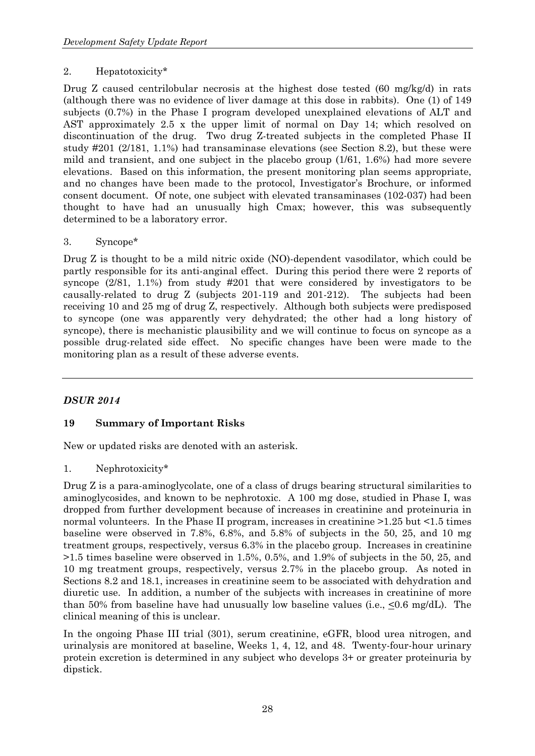2. Hepatotoxicity*

Drug Z caused centrilobular necrosis at the highest dose tested (60 mg/kg/d) in rats (although there was no evidence of liver damage at this dose in rabbits). One (1) of 149 subjects (0.7%) in the Phase I program developed unexplained elevations of ALT and AST approximately 2.5 x the upper limit of normal on Day 14; which resolved on discontinuation of the drug. Two drug Z-treated subjects in the completed Phase II study #201 (2/181, 1.1%) had transaminase elevations (see Section 8.2), but these were mild and transient, and one subject in the placebo group (1/61, 1.6%) had more severe elevations. Based on this information, the present monitoring plan seems appropriate, and no changes have been made to the protocol, Investigator's Brochure, or informed consent document. Of note, one subject with elevated transaminases (102-037) had been thought to have had an unusually high Cmax; however, this was subsequently determined to be a laboratory error.

3. Syncope*

Drug Z is thought to be a mild nitric oxide (NO)-dependent vasodilator, which could be partly responsible for its anti-anginal effect. During this period there were 2 reports of syncope (2/81, 1.1%) from study #201 that were considered by investigators to be causally-related to drug Z (subjects 201-119 and 201-212). The subjects had been receiving 10 and 25 mg of drug Z, respectively. Although both subjects were predisposed to syncope (one was apparently very dehydrated; the other had a long history of syncope), there is mechanistic plausibility and we will continue to focus on syncope as a possible drug-related side effect. No specific changes have been were made to the monitoring plan as a result of these adverse events.

---

***DSUR 2014***

**19 Summary of Important Risks**

New or updated risks are denoted with an asterisk.

1. Nephrotoxicity*

Drug Z is a para-aminoglycolate, one of a class of drugs bearing structural similarities to aminoglycosides, and known to be nephrotoxic. A 100 mg dose, studied in Phase I, was dropped from further development because of increases in creatinine and proteinuria in normal volunteers. In the Phase II program, increases in creatinine >1.25 but <1.5 times baseline were observed in 7.8%, 6.8%, and 5.8% of subjects in the 50, 25, and 10 mg treatment groups, respectively, versus 6.3% in the placebo group. Increases in creatinine >1.5 times baseline were observed in 1.5%, 0.5%, and 1.9% of subjects in the 50, 25, and 10 mg treatment groups, respectively, versus 2.7% in the placebo group. As noted in Sections 8.2 and 18.1, increases in creatinine seem to be associated with dehydration and diuretic use. In addition, a number of the subjects with increases in creatinine of more than 50% from baseline have had unusually low baseline values (i.e., $\leq$0.6 mg/dL). The clinical meaning of this is unclear.

In the ongoing Phase III trial (301), serum creatinine, eGFR, blood urea nitrogen, and urinalysis are monitored at baseline, Weeks 1, 4, 12, and 48. Twenty-four-hour urinary protein excretion is determined in any subject who develops 3+ or greater proteinuria by dipstick.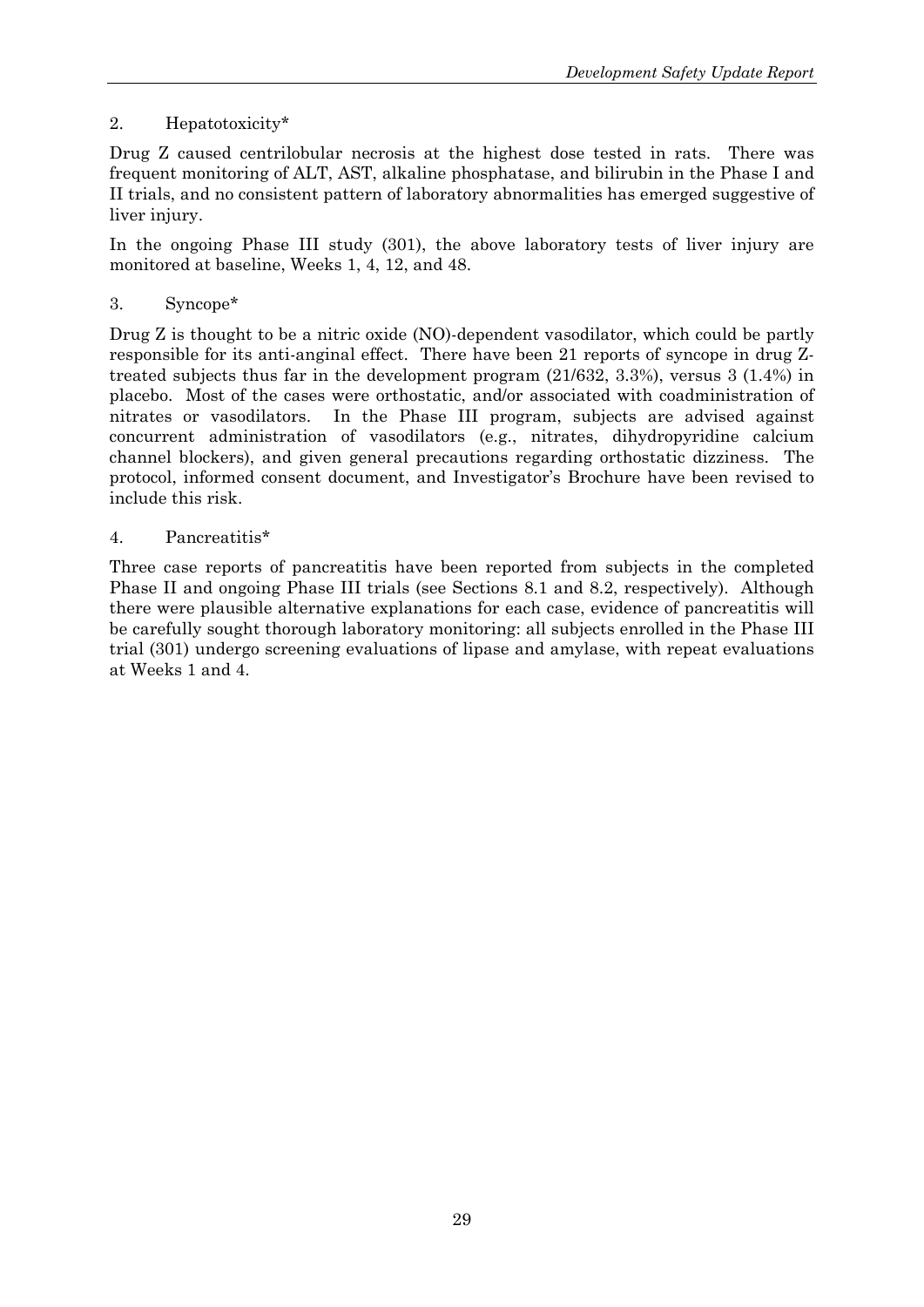2. Hepatotoxicity*

Drug Z caused centrilobular necrosis at the highest dose tested in rats. There was frequent monitoring of ALT, AST, alkaline phosphatase, and bilirubin in the Phase I and II trials, and no consistent pattern of laboratory abnormalities has emerged suggestive of liver injury.

In the ongoing Phase III study (301), the above laboratory tests of liver injury are monitored at baseline, Weeks 1, 4, 12, and 48.

3. Syncope*

Drug Z is thought to be a nitric oxide (NO)-dependent vasodilator, which could be partly responsible for its anti-anginal effect. There have been 21 reports of syncope in drug Z-treated subjects thus far in the development program (21/632, 3.3%), versus 3 (1.4%) in placebo. Most of the cases were orthostatic, and/or associated with coadministration of nitrates or vasodilators. In the Phase III program, subjects are advised against concurrent administration of vasodilators (e.g., nitrates, dihydropyridine calcium channel blockers), and given general precautions regarding orthostatic dizziness. The protocol, informed consent document, and Investigator's Brochure have been revised to include this risk.

4. Pancreatitis*

Three case reports of pancreatitis have been reported from subjects in the completed Phase II and ongoing Phase III trials (see Sections 8.1 and 8.2, respectively). Although there were plausible alternative explanations for each case, evidence of pancreatitis will be carefully sought thorough laboratory monitoring: all subjects enrolled in the Phase III trial (301) undergo screening evaluations of lipase and amylase, with repeat evaluations at Weeks 1 and 4.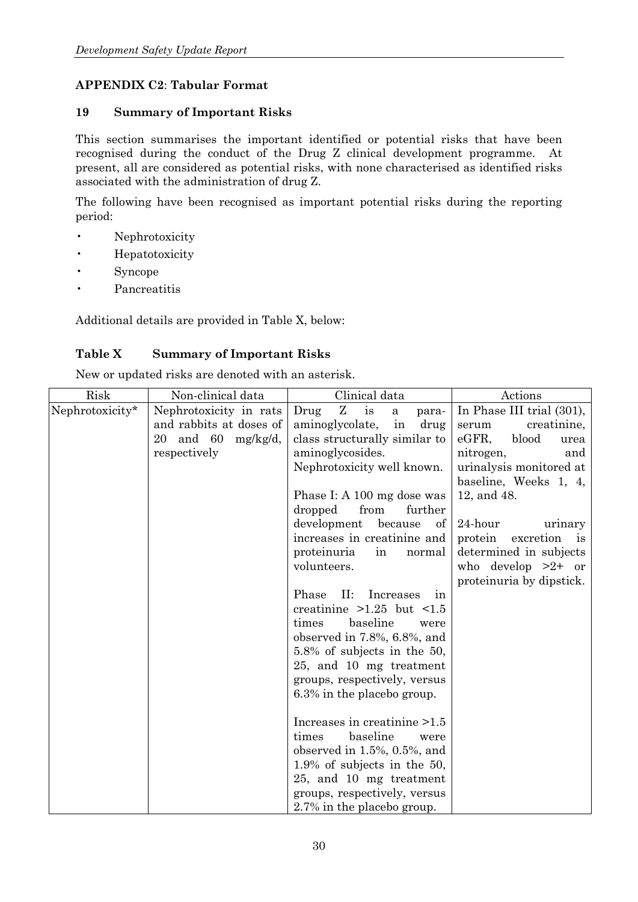**APPENDIX C2**: **Tabular Format**

## 19 Summary of Important Risks

This section summarises the important identified or potential risks that have been recognised during the conduct of the Drug Z clinical development programme. At present, all are considered as potential risks, with none characterised as identified risks associated with the administration of drug Z.

The following have been recognised as important potential risks during the reporting period:

- Nephrotoxicity
- Hepatotoxicity
- Syncope
- Pancreatitis

Additional details are provided in Table X, below:

**Table X Summary of Important Risks**

New or updated risks are denoted with an asterisk.

| Risk | Non-clinical data | Clinical data | Actions |
|---|---|---|---|
| Nephrotoxicity* | Nephrotoxicity in rats and rabbits at doses of 20 and 60 mg/kg/d, respectively | Drug Z is a para-aminoglycolate, in drug class structurally similar to aminoglycosides. Nephrotoxicity well known.<br><br>Phase I: A 100 mg dose was dropped from further development because of increases in creatinine and proteinuria in normal volunteers.<br><br>Phase II: Increases in creatinine >1.25 but <1.5 times baseline were observed in 7.8%, 6.8%, and 5.8% of subjects in the 50, 25, and 10 mg treatment groups, respectively, versus 6.3% in the placebo group.<br><br>Increases in creatinine >1.5 times baseline were observed in 1.5%, 0.5%, and 1.9% of subjects in the 50, 25, and 10 mg treatment groups, respectively, versus 2.7% in the placebo group. | In Phase III trial (301), serum creatinine, eGFR, blood urea nitrogen, and urinalysis monitored at baseline, Weeks 1, 4, 12, and 48.<br><br>24-hour urinary protein excretion is determined in subjects who develop >2+ or proteinuria by dipstick. |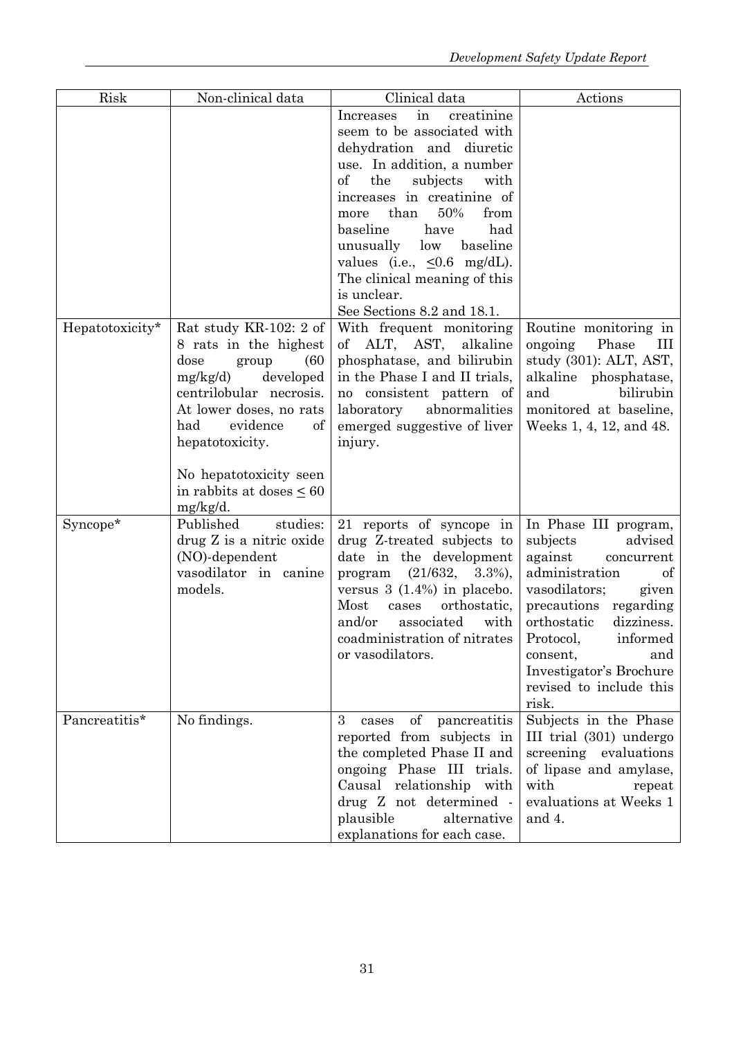| Risk | Non-clinical data | Clinical data | Actions |
|---|---|---|---|
| | | Increases in creatinine seem to be associated with dehydration and diuretic use. In addition, a number of the subjects with increases in creatinine of more than 50% from baseline have had unusually low baseline values (i.e., ≤0.6 mg/dL). The clinical meaning of this is unclear. See Sections 8.2 and 18.1. | |
| Hepatotoxicity* | Rat study KR-102: 2 of 8 rats in the highest dose group (60 mg/kg/d) developed centrilobular necrosis. At lower doses, no rats had evidence of hepatotoxicity.<br><br>No hepatotoxicity seen in rabbits at doses ≤ 60 mg/kg/d. | With frequent monitoring of ALT, AST, alkaline phosphatase, and bilirubin in the Phase I and II trials, no consistent pattern of laboratory abnormalities emerged suggestive of liver injury. | Routine monitoring in ongoing Phase III study (301): ALT, AST, alkaline phosphatase, and bilirubin monitored at baseline, Weeks 1, 4, 12, and 48. |
| Syncope* | Published studies: drug Z is a nitric oxide (NO)-dependent vasodilator in canine models. | 21 reports of syncope in drug Z-treated subjects to date in the development program (21/632, 3.3%), versus 3 (1.4%) in placebo. Most cases orthostatic, and/or associated with coadministration of nitrates or vasodilators. | In Phase III program, subjects advised against concurrent administration of vasodilators; given precautions regarding orthostatic dizziness. Protocol, informed consent, and Investigator's Brochure revised to include this risk. |
| Pancreatitis* | No findings. | 3 cases of pancreatitis reported from subjects in the completed Phase II and ongoing Phase III trials. Causal relationship with drug Z not determined - plausible alternative explanations for each case. | Subjects in the Phase III trial (301) undergo screening evaluations of lipase and amylase, with repeat evaluations at Weeks 1 and 4. |